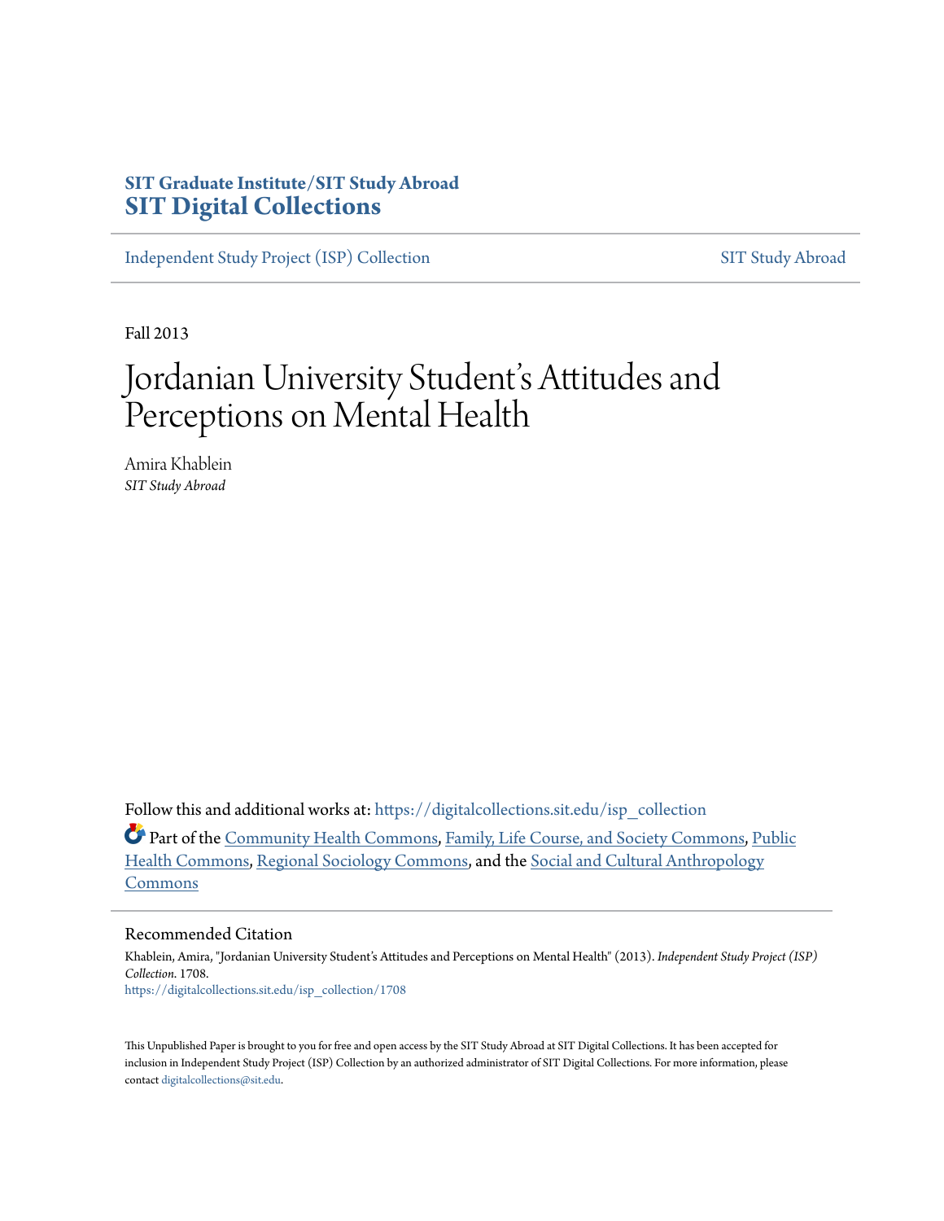SIT Graduate Institute/SIT Study Abroad
**SIT Digital Collections**

Independent Study Project (ISP) Collection | SIT Study Abroad

Fall 2013

# Jordanian University Student's Attitudes and Perceptions on Mental Health

Amira Khablein
*SIT Study Abroad*

Follow this and additional works at: https://digitalcollections.sit.edu/isp_collection

Part of the Community Health Commons, Family, Life Course, and Society Commons, Public Health Commons, Regional Sociology Commons, and the Social and Cultural Anthropology Commons

## Recommended Citation

Khablein, Amira, "Jordanian University Student's Attitudes and Perceptions on Mental Health" (2013). *Independent Study Project (ISP) Collection*. 1708.
https://digitalcollections.sit.edu/isp_collection/1708

This Unpublished Paper is brought to you for free and open access by the SIT Study Abroad at SIT Digital Collections. It has been accepted for inclusion in Independent Study Project (ISP) Collection by an authorized administrator of SIT Digital Collections. For more information, please contact digitalcollections@sit.edu.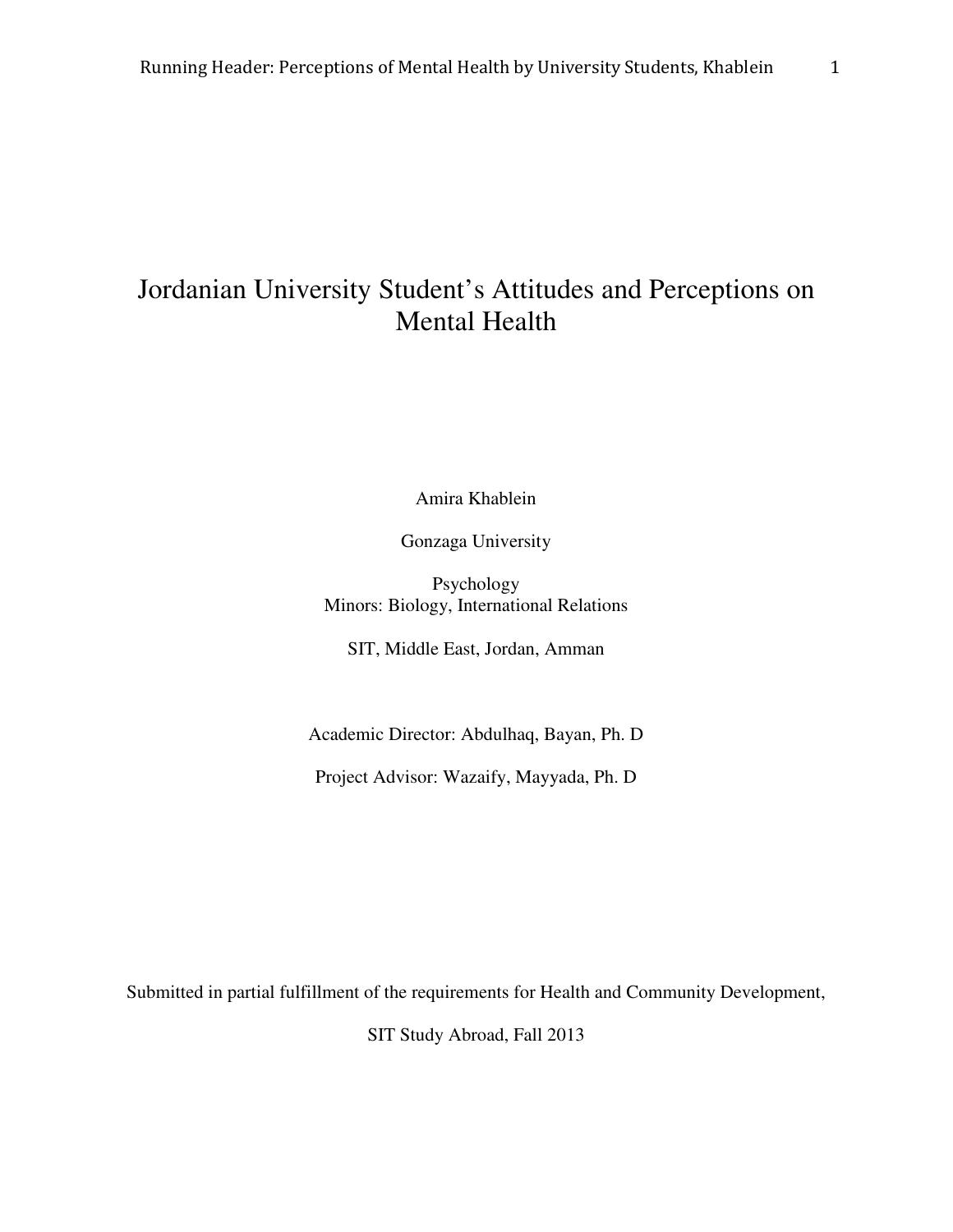# Jordanian University Student's Attitudes and Perceptions on Mental Health

Amira Khablein

Gonzaga University

Psychology
Minors: Biology, International Relations

SIT, Middle East, Jordan, Amman

Academic Director: Abdulhaq, Bayan, Ph. D

Project Advisor: Wazaify, Mayyada, Ph. D

Submitted in partial fulfillment of the requirements for Health and Community Development,

SIT Study Abroad, Fall 2013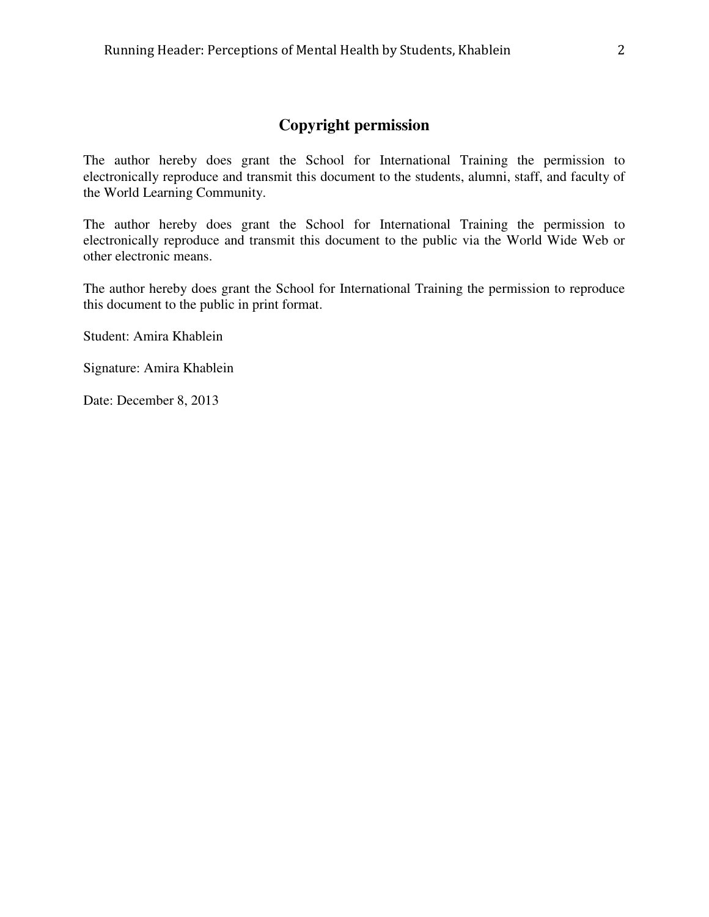## Copyright permission

The author hereby does grant the School for International Training the permission to electronically reproduce and transmit this document to the students, alumni, staff, and faculty of the World Learning Community.

The author hereby does grant the School for International Training the permission to electronically reproduce and transmit this document to the public via the World Wide Web or other electronic means.

The author hereby does grant the School for International Training the permission to reproduce this document to the public in print format.

Student: Amira Khablein

Signature: Amira Khablein

Date: December 8, 2013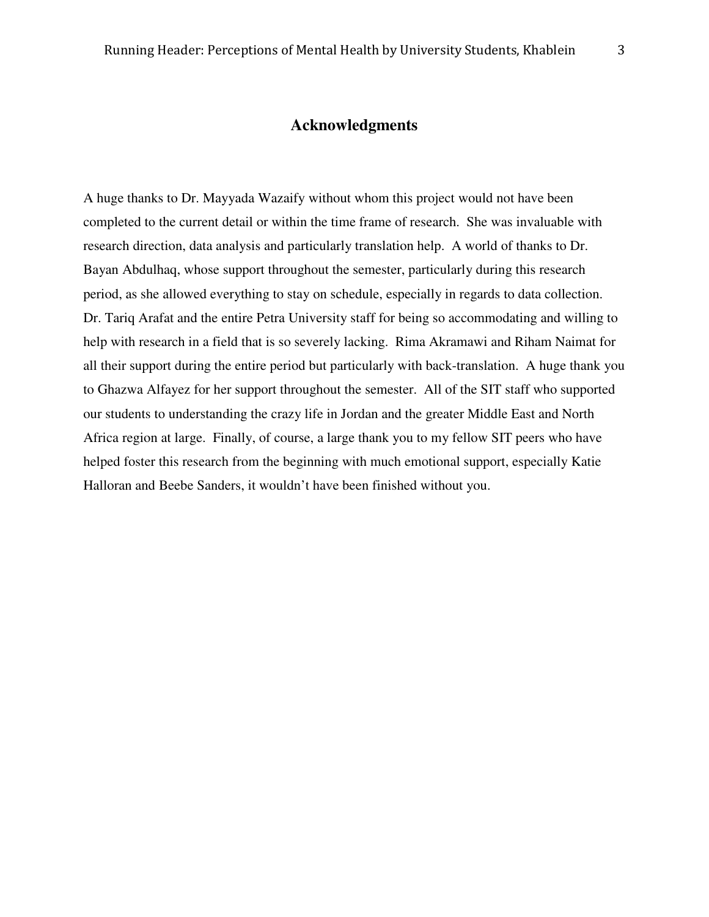# Acknowledgments

A huge thanks to Dr. Mayyada Wazaify without whom this project would not have been completed to the current detail or within the time frame of research. She was invaluable with research direction, data analysis and particularly translation help. A world of thanks to Dr. Bayan Abdulhaq, whose support throughout the semester, particularly during this research period, as she allowed everything to stay on schedule, especially in regards to data collection. Dr. Tariq Arafat and the entire Petra University staff for being so accommodating and willing to help with research in a field that is so severely lacking. Rima Akramawi and Riham Naimat for all their support during the entire period but particularly with back-translation. A huge thank you to Ghazwa Alfayez for her support throughout the semester. All of the SIT staff who supported our students to understanding the crazy life in Jordan and the greater Middle East and North Africa region at large. Finally, of course, a large thank you to my fellow SIT peers who have helped foster this research from the beginning with much emotional support, especially Katie Halloran and Beebe Sanders, it wouldn't have been finished without you.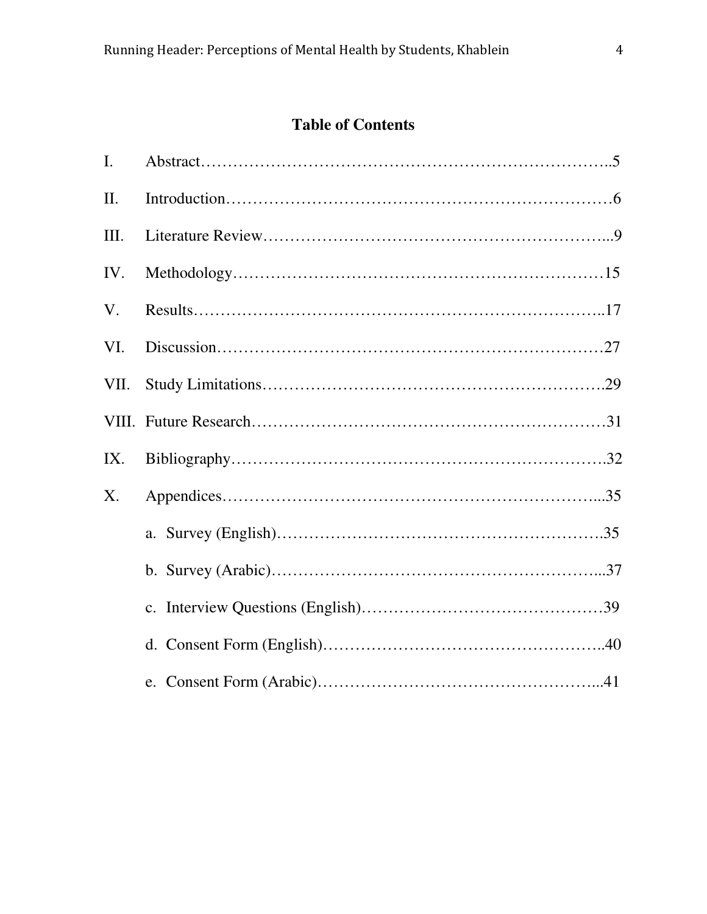## Table of Contents

I. Abstract……………………………………………………………………..5

II. Introduction…………………………………………………………………6

III. Literature Review…………………………………………………………...9

IV. Methodology………………………………………………………………15

V. Results……………………………………………………………………..17

VI. Discussion…………………………………………………………………27

VII. Study Limitations………………………………………………………….29

VIII. Future Research……………………………………………………………31

IX. Bibliography……………………………………………………………….32

X. Appendices…………………………………………………………………35

   a. Survey (English)……………………………………………………….35

   b. Survey (Arabic)………………………………………………………...37

   c. Interview Questions (English)…………………………………………39

   d. Consent Form (English)………………………………………………..40

   e. Consent Form (Arabic)………………………………………………...41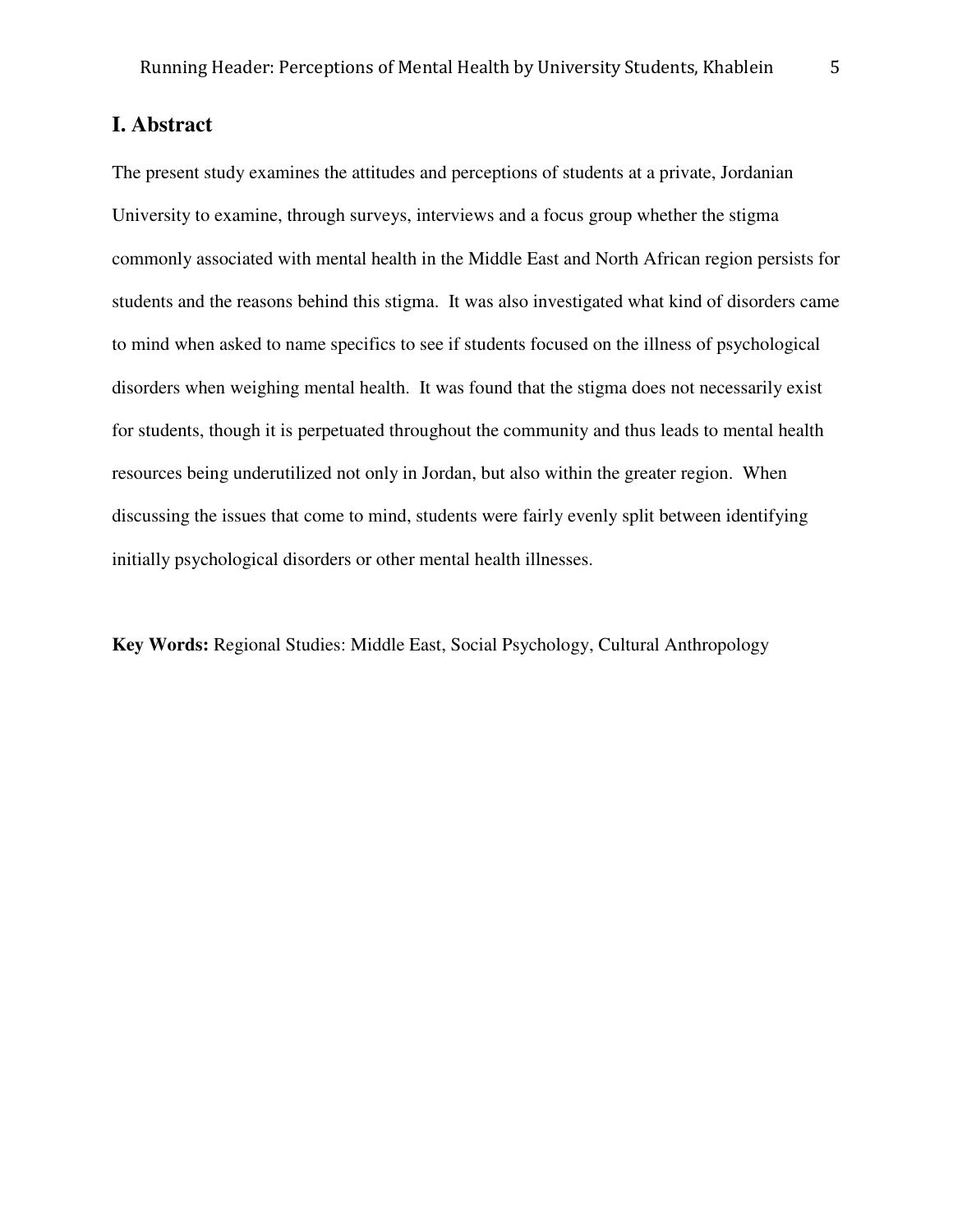## I. Abstract

The present study examines the attitudes and perceptions of students at a private, Jordanian University to examine, through surveys, interviews and a focus group whether the stigma commonly associated with mental health in the Middle East and North African region persists for students and the reasons behind this stigma. It was also investigated what kind of disorders came to mind when asked to name specifics to see if students focused on the illness of psychological disorders when weighing mental health. It was found that the stigma does not necessarily exist for students, though it is perpetuated throughout the community and thus leads to mental health resources being underutilized not only in Jordan, but also within the greater region. When discussing the issues that come to mind, students were fairly evenly split between identifying initially psychological disorders or other mental health illnesses.

**Key Words:** Regional Studies: Middle East, Social Psychology, Cultural Anthropology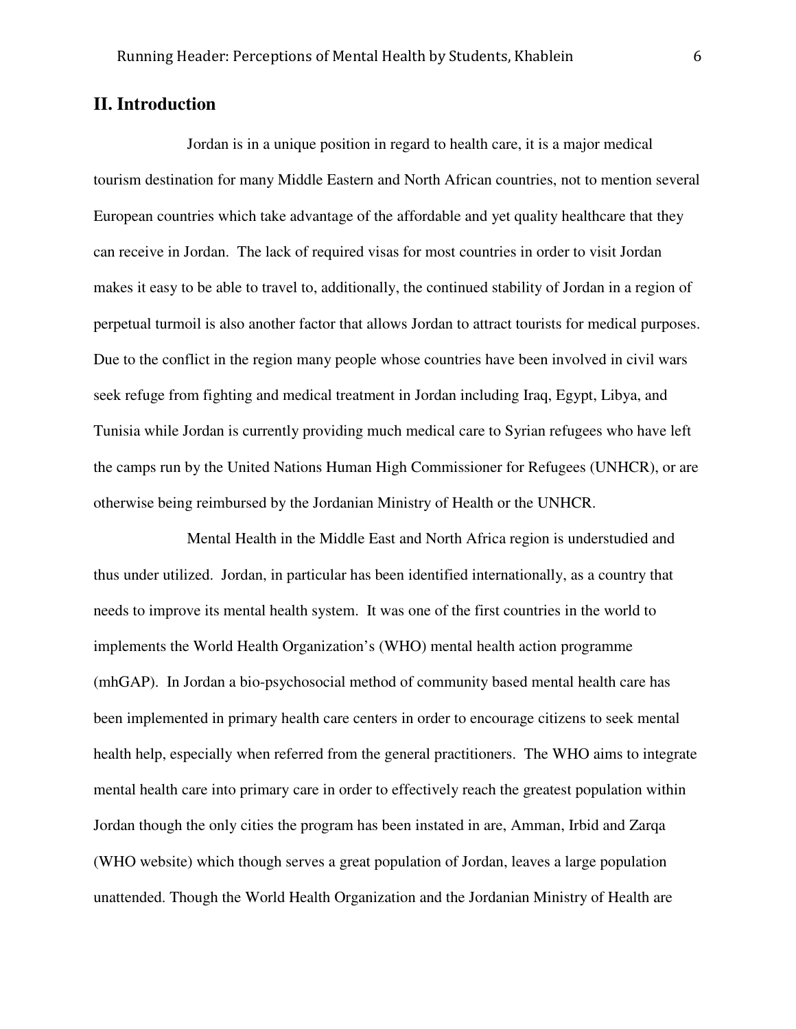## II. Introduction

Jordan is in a unique position in regard to health care, it is a major medical tourism destination for many Middle Eastern and North African countries, not to mention several European countries which take advantage of the affordable and yet quality healthcare that they can receive in Jordan. The lack of required visas for most countries in order to visit Jordan makes it easy to be able to travel to, additionally, the continued stability of Jordan in a region of perpetual turmoil is also another factor that allows Jordan to attract tourists for medical purposes. Due to the conflict in the region many people whose countries have been involved in civil wars seek refuge from fighting and medical treatment in Jordan including Iraq, Egypt, Libya, and Tunisia while Jordan is currently providing much medical care to Syrian refugees who have left the camps run by the United Nations Human High Commissioner for Refugees (UNHCR), or are otherwise being reimbursed by the Jordanian Ministry of Health or the UNHCR.

Mental Health in the Middle East and North Africa region is understudied and thus under utilized. Jordan, in particular has been identified internationally, as a country that needs to improve its mental health system. It was one of the first countries in the world to implements the World Health Organization's (WHO) mental health action programme (mhGAP). In Jordan a bio-psychosocial method of community based mental health care has been implemented in primary health care centers in order to encourage citizens to seek mental health help, especially when referred from the general practitioners. The WHO aims to integrate mental health care into primary care in order to effectively reach the greatest population within Jordan though the only cities the program has been instated in are, Amman, Irbid and Zarqa (WHO website) which though serves a great population of Jordan, leaves a large population unattended. Though the World Health Organization and the Jordanian Ministry of Health are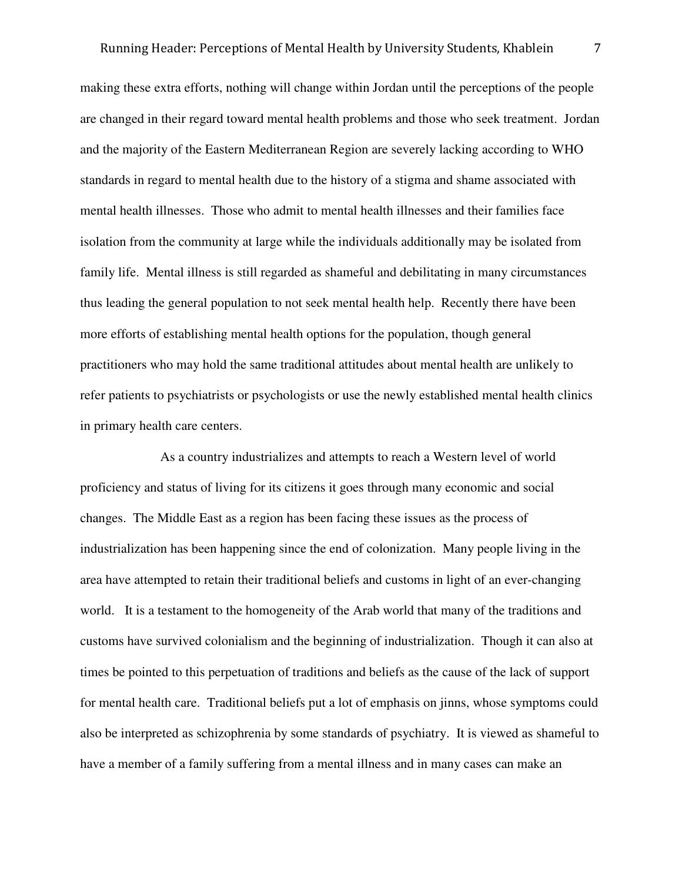making these extra efforts, nothing will change within Jordan until the perceptions of the people are changed in their regard toward mental health problems and those who seek treatment. Jordan and the majority of the Eastern Mediterranean Region are severely lacking according to WHO standards in regard to mental health due to the history of a stigma and shame associated with mental health illnesses. Those who admit to mental health illnesses and their families face isolation from the community at large while the individuals additionally may be isolated from family life. Mental illness is still regarded as shameful and debilitating in many circumstances thus leading the general population to not seek mental health help. Recently there have been more efforts of establishing mental health options for the population, though general practitioners who may hold the same traditional attitudes about mental health are unlikely to refer patients to psychiatrists or psychologists or use the newly established mental health clinics in primary health care centers.

As a country industrializes and attempts to reach a Western level of world proficiency and status of living for its citizens it goes through many economic and social changes. The Middle East as a region has been facing these issues as the process of industrialization has been happening since the end of colonization. Many people living in the area have attempted to retain their traditional beliefs and customs in light of an ever-changing world. It is a testament to the homogeneity of the Arab world that many of the traditions and customs have survived colonialism and the beginning of industrialization. Though it can also at times be pointed to this perpetuation of traditions and beliefs as the cause of the lack of support for mental health care. Traditional beliefs put a lot of emphasis on jinns, whose symptoms could also be interpreted as schizophrenia by some standards of psychiatry. It is viewed as shameful to have a member of a family suffering from a mental illness and in many cases can make an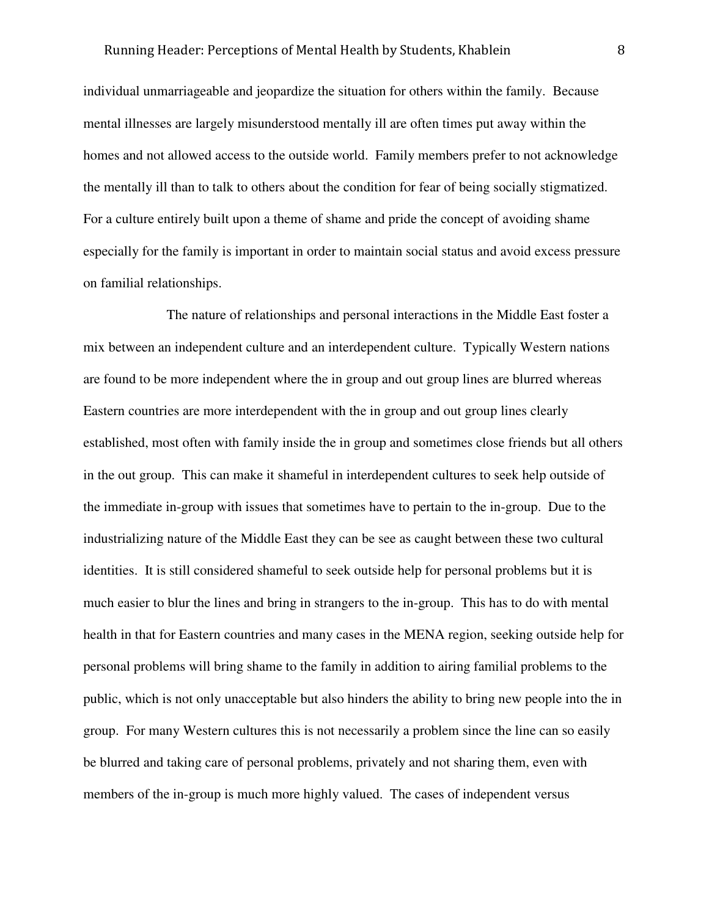individual unmarriageable and jeopardize the situation for others within the family. Because mental illnesses are largely misunderstood mentally ill are often times put away within the homes and not allowed access to the outside world. Family members prefer to not acknowledge the mentally ill than to talk to others about the condition for fear of being socially stigmatized. For a culture entirely built upon a theme of shame and pride the concept of avoiding shame especially for the family is important in order to maintain social status and avoid excess pressure on familial relationships.

The nature of relationships and personal interactions in the Middle East foster a mix between an independent culture and an interdependent culture. Typically Western nations are found to be more independent where the in group and out group lines are blurred whereas Eastern countries are more interdependent with the in group and out group lines clearly established, most often with family inside the in group and sometimes close friends but all others in the out group. This can make it shameful in interdependent cultures to seek help outside of the immediate in-group with issues that sometimes have to pertain to the in-group. Due to the industrializing nature of the Middle East they can be see as caught between these two cultural identities. It is still considered shameful to seek outside help for personal problems but it is much easier to blur the lines and bring in strangers to the in-group. This has to do with mental health in that for Eastern countries and many cases in the MENA region, seeking outside help for personal problems will bring shame to the family in addition to airing familial problems to the public, which is not only unacceptable but also hinders the ability to bring new people into the in group. For many Western cultures this is not necessarily a problem since the line can so easily be blurred and taking care of personal problems, privately and not sharing them, even with members of the in-group is much more highly valued. The cases of independent versus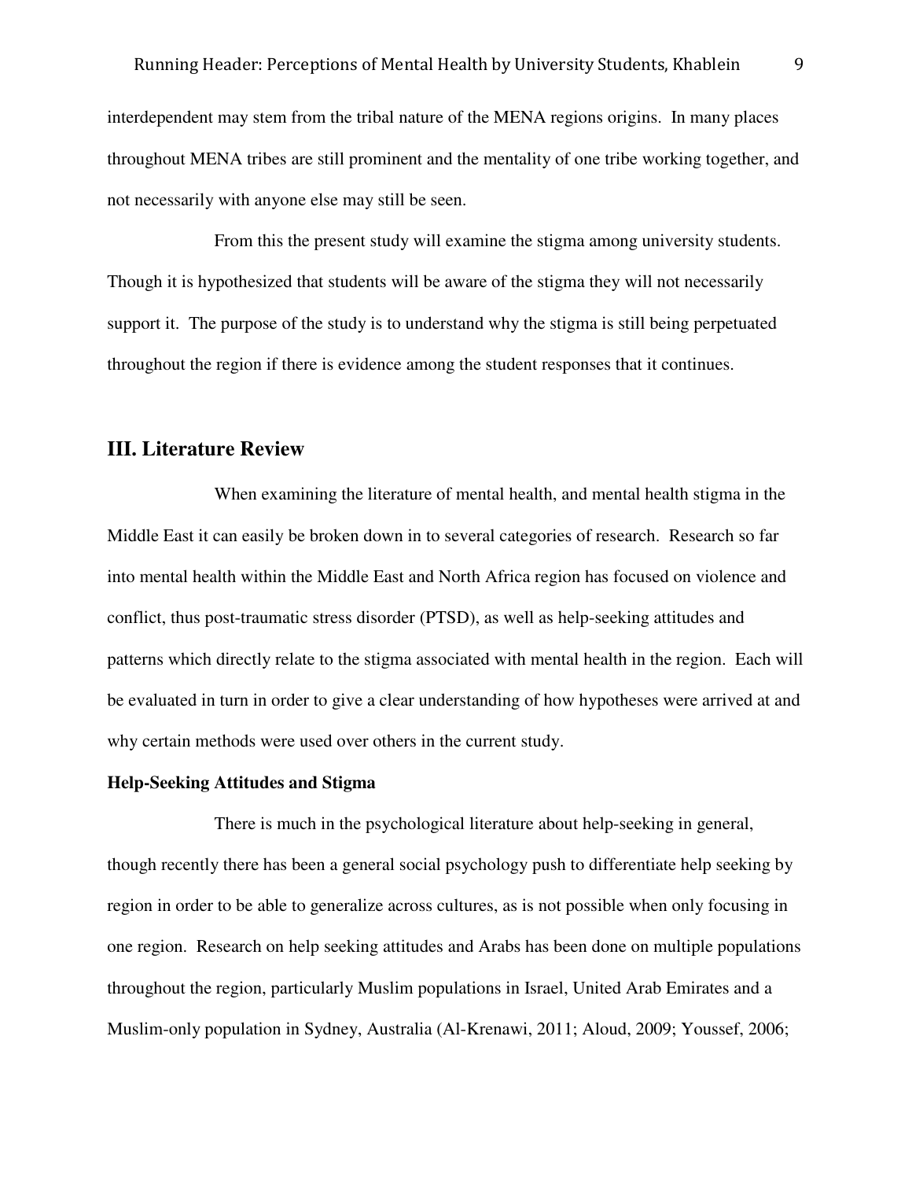interdependent may stem from the tribal nature of the MENA regions origins. In many places throughout MENA tribes are still prominent and the mentality of one tribe working together, and not necessarily with anyone else may still be seen.

From this the present study will examine the stigma among university students. Though it is hypothesized that students will be aware of the stigma they will not necessarily support it. The purpose of the study is to understand why the stigma is still being perpetuated throughout the region if there is evidence among the student responses that it continues.

## III. Literature Review

When examining the literature of mental health, and mental health stigma in the Middle East it can easily be broken down in to several categories of research. Research so far into mental health within the Middle East and North Africa region has focused on violence and conflict, thus post-traumatic stress disorder (PTSD), as well as help-seeking attitudes and patterns which directly relate to the stigma associated with mental health in the region. Each will be evaluated in turn in order to give a clear understanding of how hypotheses were arrived at and why certain methods were used over others in the current study.

### Help-Seeking Attitudes and Stigma

There is much in the psychological literature about help-seeking in general, though recently there has been a general social psychology push to differentiate help seeking by region in order to be able to generalize across cultures, as is not possible when only focusing in one region. Research on help seeking attitudes and Arabs has been done on multiple populations throughout the region, particularly Muslim populations in Israel, United Arab Emirates and a Muslim-only population in Sydney, Australia (Al-Krenawi, 2011; Aloud, 2009; Youssef, 2006;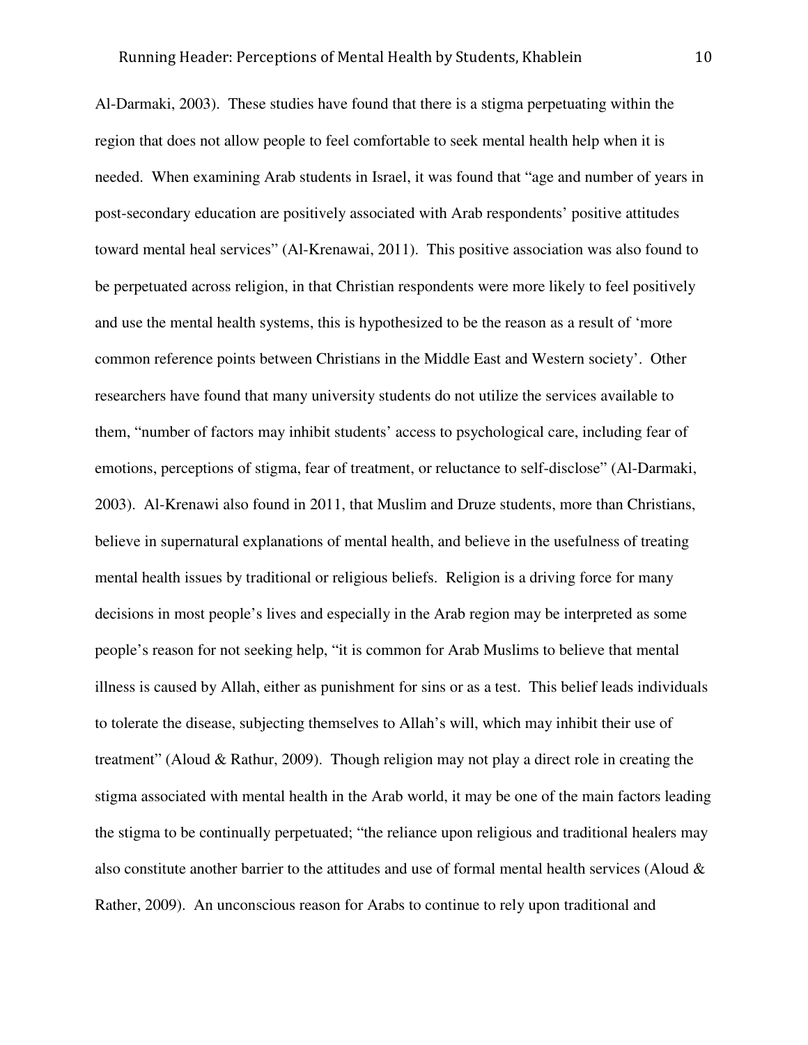Al-Darmaki, 2003). These studies have found that there is a stigma perpetuating within the region that does not allow people to feel comfortable to seek mental health help when it is needed. When examining Arab students in Israel, it was found that "age and number of years in post-secondary education are positively associated with Arab respondents' positive attitudes toward mental heal services" (Al-Krenawai, 2011). This positive association was also found to be perpetuated across religion, in that Christian respondents were more likely to feel positively and use the mental health systems, this is hypothesized to be the reason as a result of 'more common reference points between Christians in the Middle East and Western society'. Other researchers have found that many university students do not utilize the services available to them, "number of factors may inhibit students' access to psychological care, including fear of emotions, perceptions of stigma, fear of treatment, or reluctance to self-disclose" (Al-Darmaki, 2003). Al-Krenawi also found in 2011, that Muslim and Druze students, more than Christians, believe in supernatural explanations of mental health, and believe in the usefulness of treating mental health issues by traditional or religious beliefs. Religion is a driving force for many decisions in most people's lives and especially in the Arab region may be interpreted as some people's reason for not seeking help, "it is common for Arab Muslims to believe that mental illness is caused by Allah, either as punishment for sins or as a test. This belief leads individuals to tolerate the disease, subjecting themselves to Allah's will, which may inhibit their use of treatment" (Aloud & Rathur, 2009). Though religion may not play a direct role in creating the stigma associated with mental health in the Arab world, it may be one of the main factors leading the stigma to be continually perpetuated; "the reliance upon religious and traditional healers may also constitute another barrier to the attitudes and use of formal mental health services (Aloud & Rather, 2009). An unconscious reason for Arabs to continue to rely upon traditional and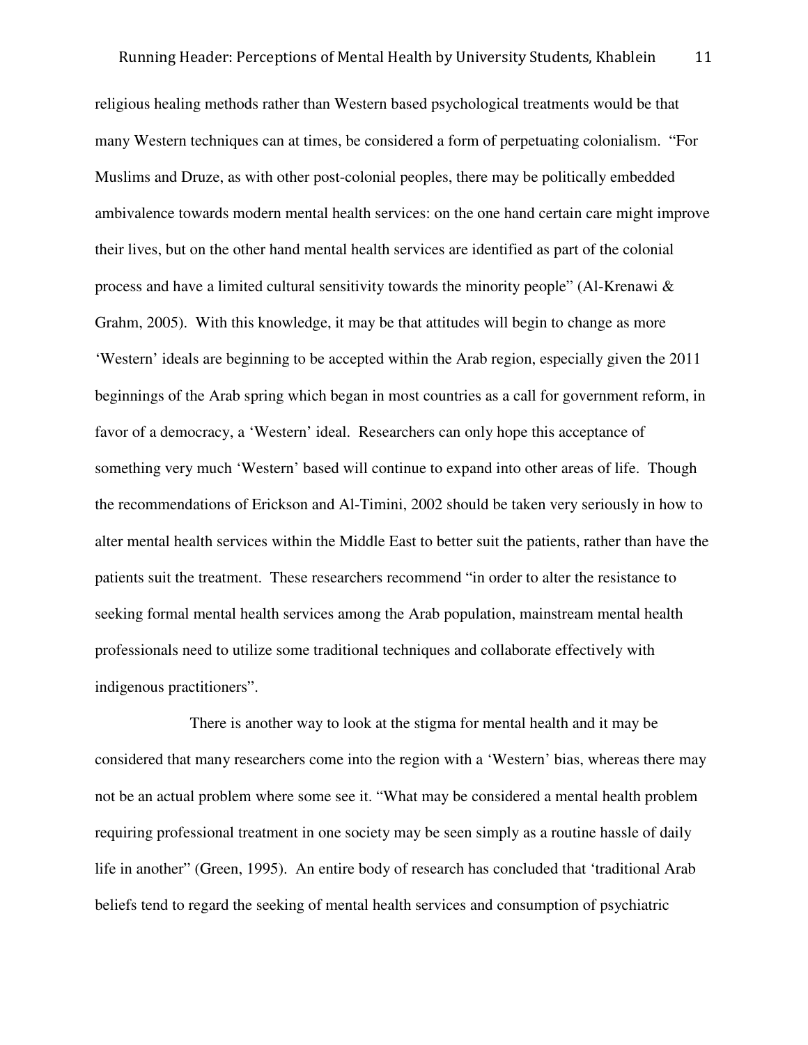religious healing methods rather than Western based psychological treatments would be that many Western techniques can at times, be considered a form of perpetuating colonialism. "For Muslims and Druze, as with other post-colonial peoples, there may be politically embedded ambivalence towards modern mental health services: on the one hand certain care might improve their lives, but on the other hand mental health services are identified as part of the colonial process and have a limited cultural sensitivity towards the minority people" (Al-Krenawi & Grahm, 2005). With this knowledge, it may be that attitudes will begin to change as more 'Western' ideals are beginning to be accepted within the Arab region, especially given the 2011 beginnings of the Arab spring which began in most countries as a call for government reform, in favor of a democracy, a 'Western' ideal. Researchers can only hope this acceptance of something very much 'Western' based will continue to expand into other areas of life. Though the recommendations of Erickson and Al-Timini, 2002 should be taken very seriously in how to alter mental health services within the Middle East to better suit the patients, rather than have the patients suit the treatment. These researchers recommend "in order to alter the resistance to seeking formal mental health services among the Arab population, mainstream mental health professionals need to utilize some traditional techniques and collaborate effectively with indigenous practitioners".

There is another way to look at the stigma for mental health and it may be considered that many researchers come into the region with a 'Western' bias, whereas there may not be an actual problem where some see it. "What may be considered a mental health problem requiring professional treatment in one society may be seen simply as a routine hassle of daily life in another" (Green, 1995). An entire body of research has concluded that 'traditional Arab beliefs tend to regard the seeking of mental health services and consumption of psychiatric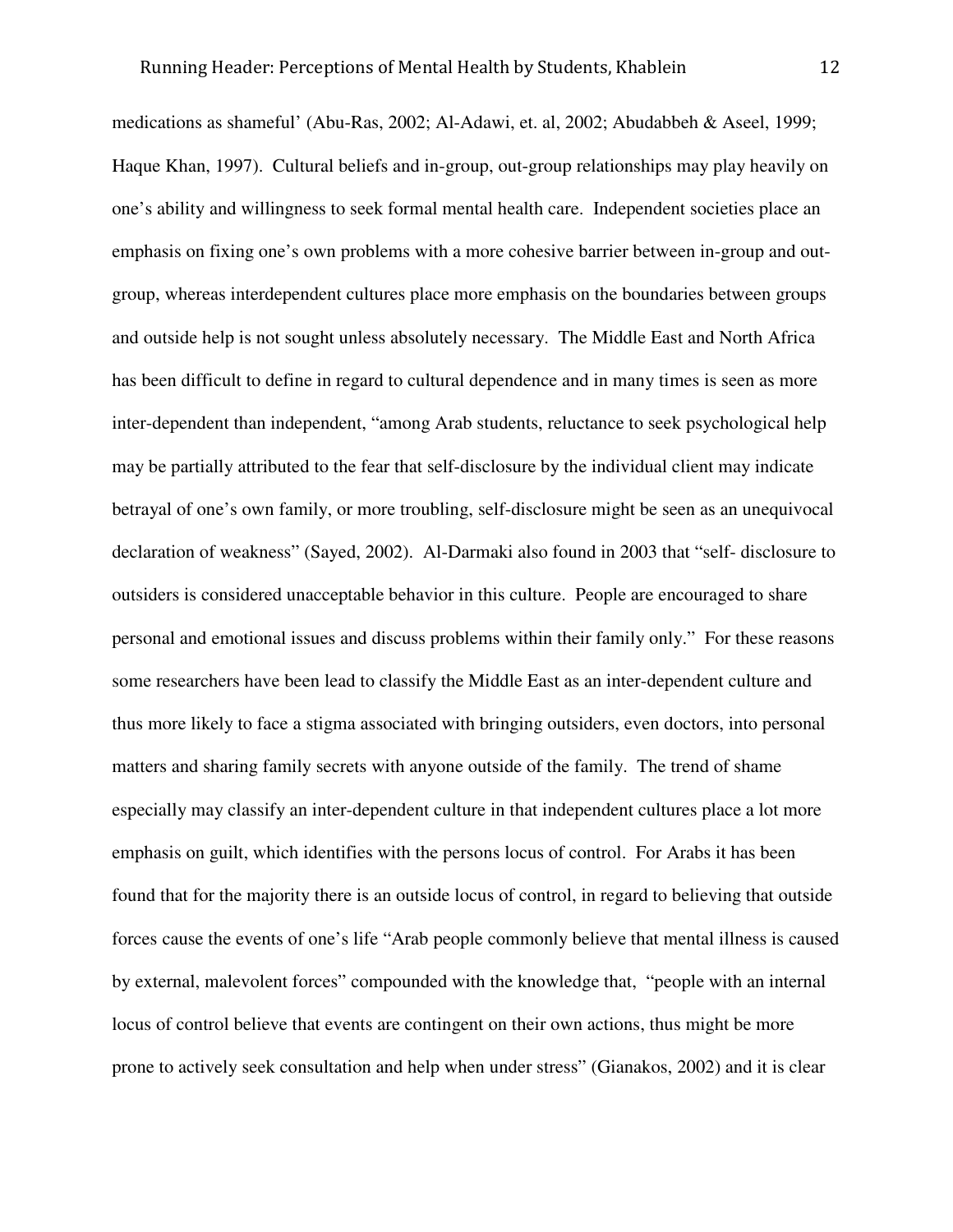medications as shameful' (Abu-Ras, 2002; Al-Adawi, et. al, 2002; Abudabbeh & Aseel, 1999; Haque Khan, 1997). Cultural beliefs and in-group, out-group relationships may play heavily on one's ability and willingness to seek formal mental health care. Independent societies place an emphasis on fixing one's own problems with a more cohesive barrier between in-group and out-group, whereas interdependent cultures place more emphasis on the boundaries between groups and outside help is not sought unless absolutely necessary. The Middle East and North Africa has been difficult to define in regard to cultural dependence and in many times is seen as more inter-dependent than independent, "among Arab students, reluctance to seek psychological help may be partially attributed to the fear that self-disclosure by the individual client may indicate betrayal of one's own family, or more troubling, self-disclosure might be seen as an unequivocal declaration of weakness" (Sayed, 2002). Al-Darmaki also found in 2003 that "self- disclosure to outsiders is considered unacceptable behavior in this culture. People are encouraged to share personal and emotional issues and discuss problems within their family only." For these reasons some researchers have been lead to classify the Middle East as an inter-dependent culture and thus more likely to face a stigma associated with bringing outsiders, even doctors, into personal matters and sharing family secrets with anyone outside of the family. The trend of shame especially may classify an inter-dependent culture in that independent cultures place a lot more emphasis on guilt, which identifies with the persons locus of control. For Arabs it has been found that for the majority there is an outside locus of control, in regard to believing that outside forces cause the events of one's life "Arab people commonly believe that mental illness is caused by external, malevolent forces" compounded with the knowledge that, "people with an internal locus of control believe that events are contingent on their own actions, thus might be more prone to actively seek consultation and help when under stress" (Gianakos, 2002) and it is clear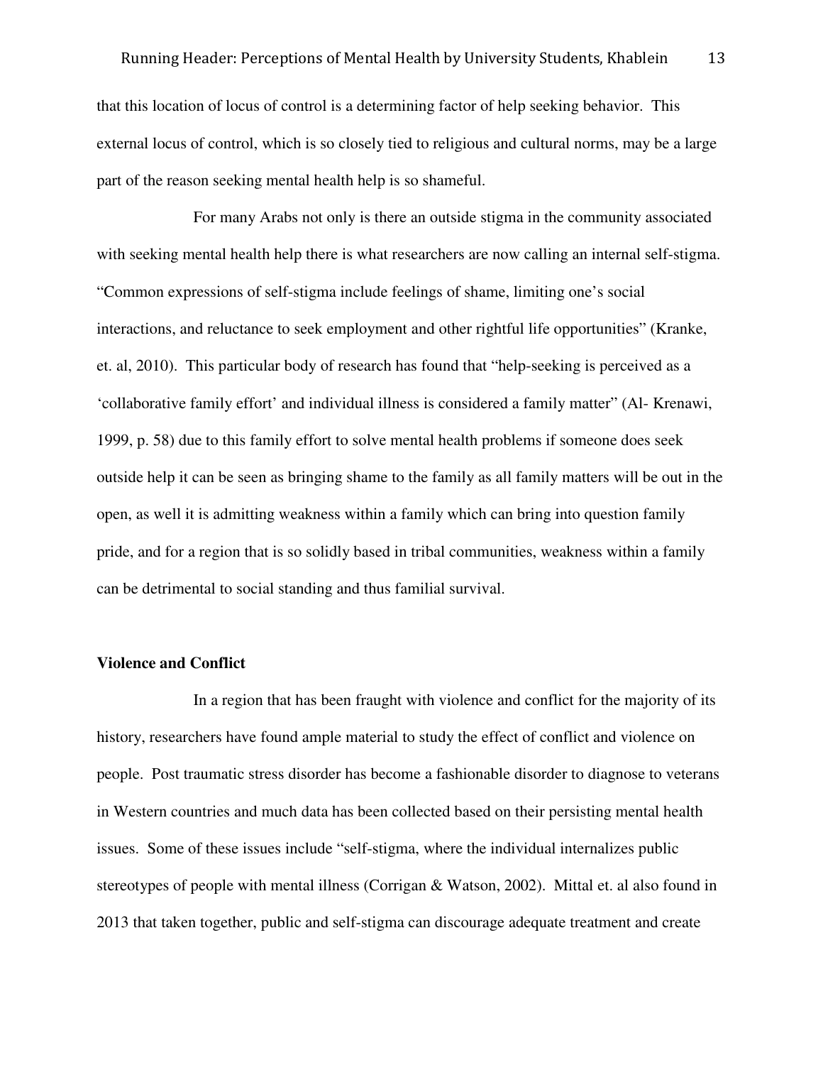that this location of locus of control is a determining factor of help seeking behavior. This external locus of control, which is so closely tied to religious and cultural norms, may be a large part of the reason seeking mental health help is so shameful.

For many Arabs not only is there an outside stigma in the community associated with seeking mental health help there is what researchers are now calling an internal self-stigma. "Common expressions of self-stigma include feelings of shame, limiting one's social interactions, and reluctance to seek employment and other rightful life opportunities" (Kranke, et. al, 2010). This particular body of research has found that "help-seeking is perceived as a 'collaborative family effort' and individual illness is considered a family matter" (Al- Krenawi, 1999, p. 58) due to this family effort to solve mental health problems if someone does seek outside help it can be seen as bringing shame to the family as all family matters will be out in the open, as well it is admitting weakness within a family which can bring into question family pride, and for a region that is so solidly based in tribal communities, weakness within a family can be detrimental to social standing and thus familial survival.

**Violence and Conflict**

In a region that has been fraught with violence and conflict for the majority of its history, researchers have found ample material to study the effect of conflict and violence on people. Post traumatic stress disorder has become a fashionable disorder to diagnose to veterans in Western countries and much data has been collected based on their persisting mental health issues. Some of these issues include "self-stigma, where the individual internalizes public stereotypes of people with mental illness (Corrigan & Watson, 2002). Mittal et. al also found in 2013 that taken together, public and self-stigma can discourage adequate treatment and create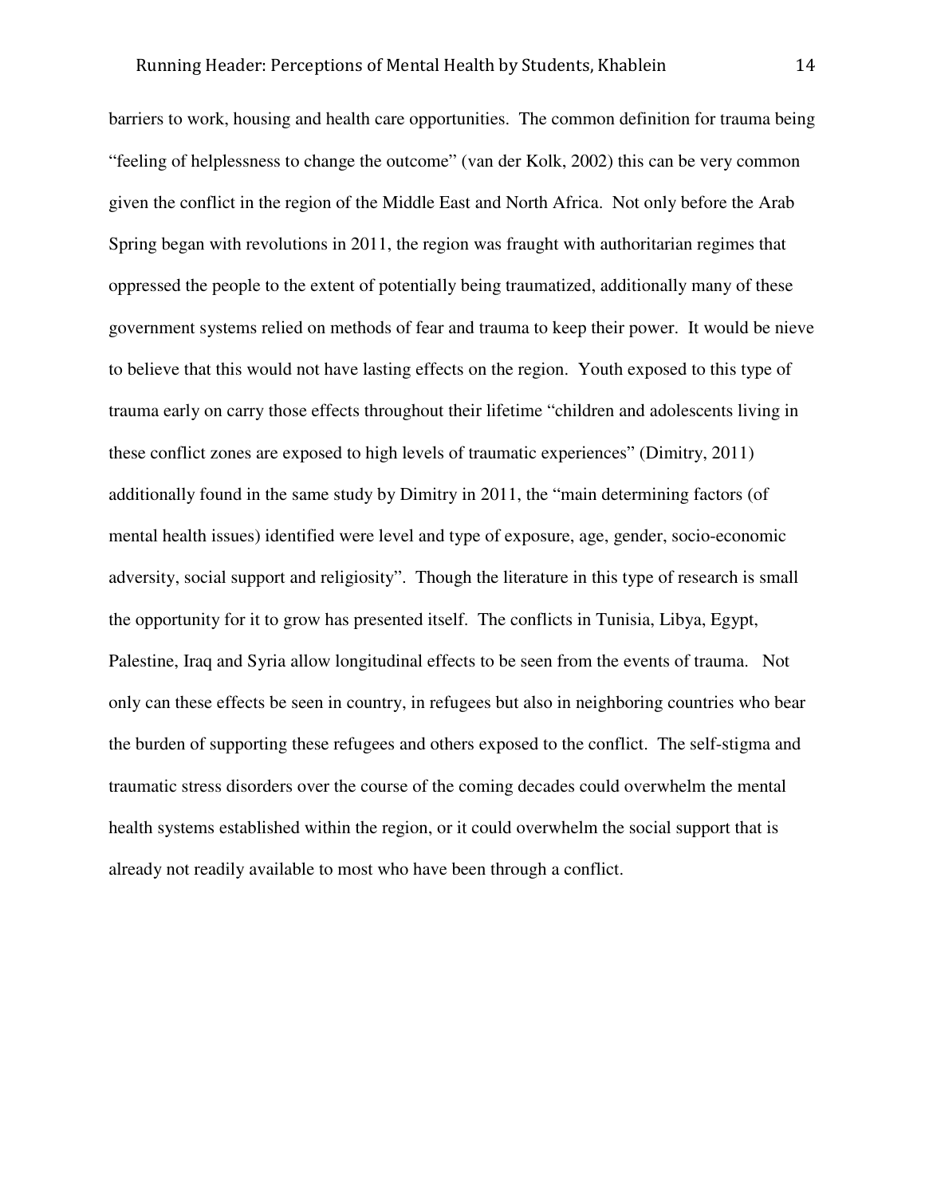barriers to work, housing and health care opportunities. The common definition for trauma being "feeling of helplessness to change the outcome" (van der Kolk, 2002) this can be very common given the conflict in the region of the Middle East and North Africa. Not only before the Arab Spring began with revolutions in 2011, the region was fraught with authoritarian regimes that oppressed the people to the extent of potentially being traumatized, additionally many of these government systems relied on methods of fear and trauma to keep their power. It would be nieve to believe that this would not have lasting effects on the region. Youth exposed to this type of trauma early on carry those effects throughout their lifetime "children and adolescents living in these conflict zones are exposed to high levels of traumatic experiences" (Dimitry, 2011) additionally found in the same study by Dimitry in 2011, the "main determining factors (of mental health issues) identified were level and type of exposure, age, gender, socio-economic adversity, social support and religiosity". Though the literature in this type of research is small the opportunity for it to grow has presented itself. The conflicts in Tunisia, Libya, Egypt, Palestine, Iraq and Syria allow longitudinal effects to be seen from the events of trauma. Not only can these effects be seen in country, in refugees but also in neighboring countries who bear the burden of supporting these refugees and others exposed to the conflict. The self-stigma and traumatic stress disorders over the course of the coming decades could overwhelm the mental health systems established within the region, or it could overwhelm the social support that is already not readily available to most who have been through a conflict.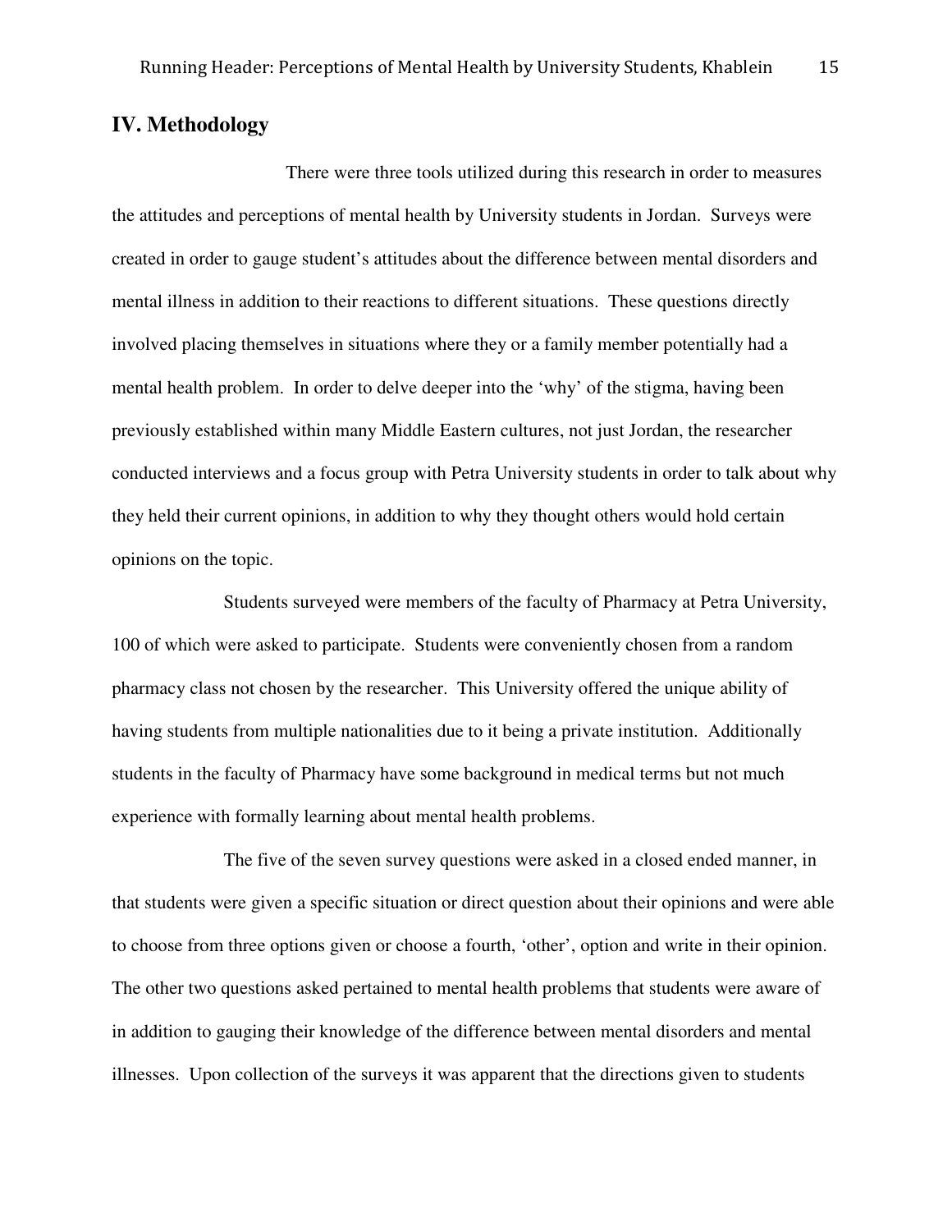## IV. Methodology

There were three tools utilized during this research in order to measures the attitudes and perceptions of mental health by University students in Jordan. Surveys were created in order to gauge student's attitudes about the difference between mental disorders and mental illness in addition to their reactions to different situations. These questions directly involved placing themselves in situations where they or a family member potentially had a mental health problem. In order to delve deeper into the 'why' of the stigma, having been previously established within many Middle Eastern cultures, not just Jordan, the researcher conducted interviews and a focus group with Petra University students in order to talk about why they held their current opinions, in addition to why they thought others would hold certain opinions on the topic.

Students surveyed were members of the faculty of Pharmacy at Petra University, 100 of which were asked to participate. Students were conveniently chosen from a random pharmacy class not chosen by the researcher. This University offered the unique ability of having students from multiple nationalities due to it being a private institution. Additionally students in the faculty of Pharmacy have some background in medical terms but not much experience with formally learning about mental health problems.

The five of the seven survey questions were asked in a closed ended manner, in that students were given a specific situation or direct question about their opinions and were able to choose from three options given or choose a fourth, 'other', option and write in their opinion. The other two questions asked pertained to mental health problems that students were aware of in addition to gauging their knowledge of the difference between mental disorders and mental illnesses. Upon collection of the surveys it was apparent that the directions given to students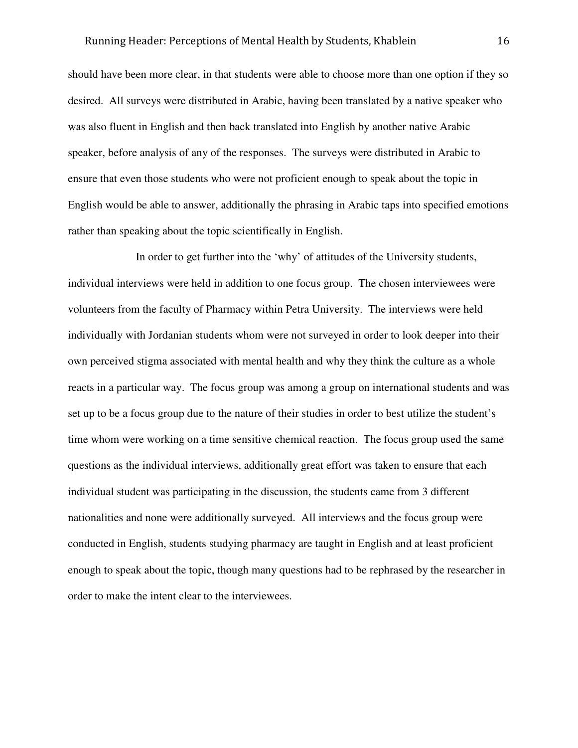should have been more clear, in that students were able to choose more than one option if they so desired. All surveys were distributed in Arabic, having been translated by a native speaker who was also fluent in English and then back translated into English by another native Arabic speaker, before analysis of any of the responses. The surveys were distributed in Arabic to ensure that even those students who were not proficient enough to speak about the topic in English would be able to answer, additionally the phrasing in Arabic taps into specified emotions rather than speaking about the topic scientifically in English.

In order to get further into the 'why' of attitudes of the University students, individual interviews were held in addition to one focus group. The chosen interviewees were volunteers from the faculty of Pharmacy within Petra University. The interviews were held individually with Jordanian students whom were not surveyed in order to look deeper into their own perceived stigma associated with mental health and why they think the culture as a whole reacts in a particular way. The focus group was among a group on international students and was set up to be a focus group due to the nature of their studies in order to best utilize the student's time whom were working on a time sensitive chemical reaction. The focus group used the same questions as the individual interviews, additionally great effort was taken to ensure that each individual student was participating in the discussion, the students came from 3 different nationalities and none were additionally surveyed. All interviews and the focus group were conducted in English, students studying pharmacy are taught in English and at least proficient enough to speak about the topic, though many questions had to be rephrased by the researcher in order to make the intent clear to the interviewees.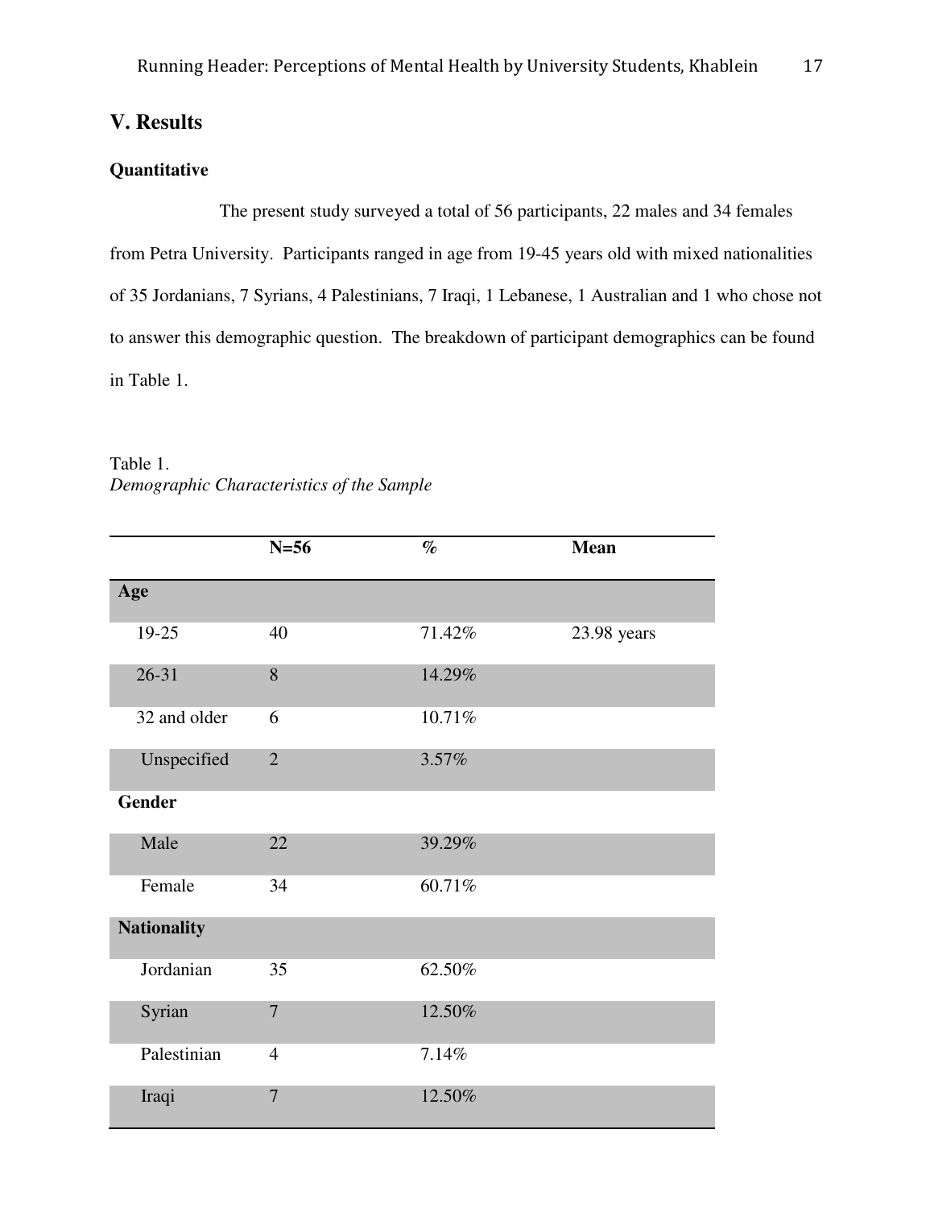## V. Results

### Quantitative

The present study surveyed a total of 56 participants, 22 males and 34 females from Petra University. Participants ranged in age from 19-45 years old with mixed nationalities of 35 Jordanians, 7 Syrians, 4 Palestinians, 7 Iraqi, 1 Lebanese, 1 Australian and 1 who chose not to answer this demographic question. The breakdown of participant demographics can be found in Table 1.

Table 1.
*Demographic Characteristics of the Sample*

| | N=56 | % | Mean |
|---|---|---|---|
| **Age** | | | |
| 19-25 | 40 | 71.42% | 23.98 years |
| 26-31 | 8 | 14.29% | |
| 32 and older | 6 | 10.71% | |
| Unspecified | 2 | 3.57% | |
| **Gender** | | | |
| Male | 22 | 39.29% | |
| Female | 34 | 60.71% | |
| **Nationality** | | | |
| Jordanian | 35 | 62.50% | |
| Syrian | 7 | 12.50% | |
| Palestinian | 4 | 7.14% | |
| Iraqi | 7 | 12.50% | |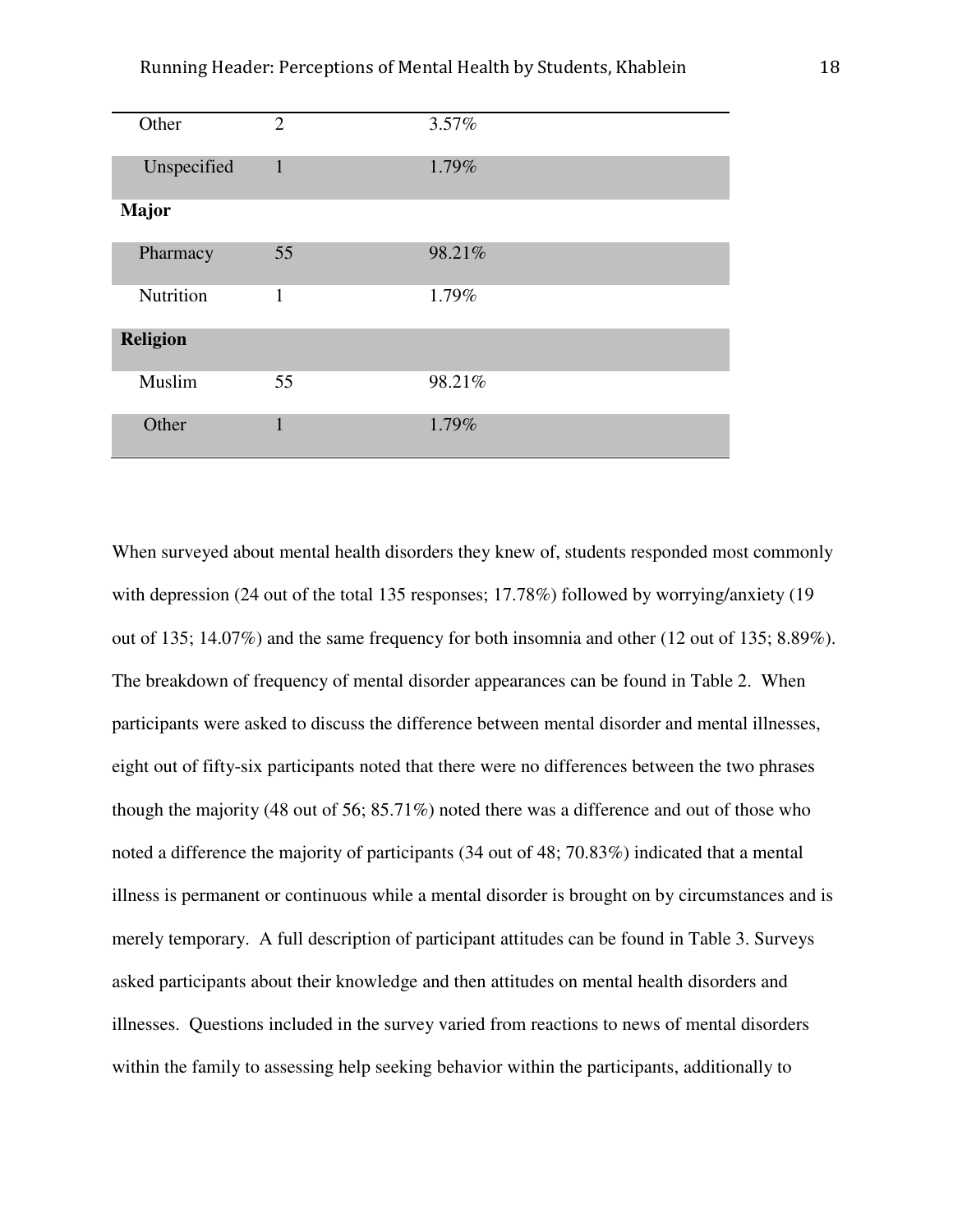| | | |
|---|---|---|
| Other | 2 | 3.57% |
| Unspecified | 1 | 1.79% |
| **Major** | | |
| Pharmacy | 55 | 98.21% |
| Nutrition | 1 | 1.79% |
| **Religion** | | |
| Muslim | 55 | 98.21% |
| Other | 1 | 1.79% |

When surveyed about mental health disorders they knew of, students responded most commonly with depression (24 out of the total 135 responses; 17.78%) followed by worrying/anxiety (19 out of 135; 14.07%) and the same frequency for both insomnia and other (12 out of 135; 8.89%). The breakdown of frequency of mental disorder appearances can be found in Table 2. When participants were asked to discuss the difference between mental disorder and mental illnesses, eight out of fifty-six participants noted that there were no differences between the two phrases though the majority (48 out of 56; 85.71%) noted there was a difference and out of those who noted a difference the majority of participants (34 out of 48; 70.83%) indicated that a mental illness is permanent or continuous while a mental disorder is brought on by circumstances and is merely temporary. A full description of participant attitudes can be found in Table 3. Surveys asked participants about their knowledge and then attitudes on mental health disorders and illnesses. Questions included in the survey varied from reactions to news of mental disorders within the family to assessing help seeking behavior within the participants, additionally to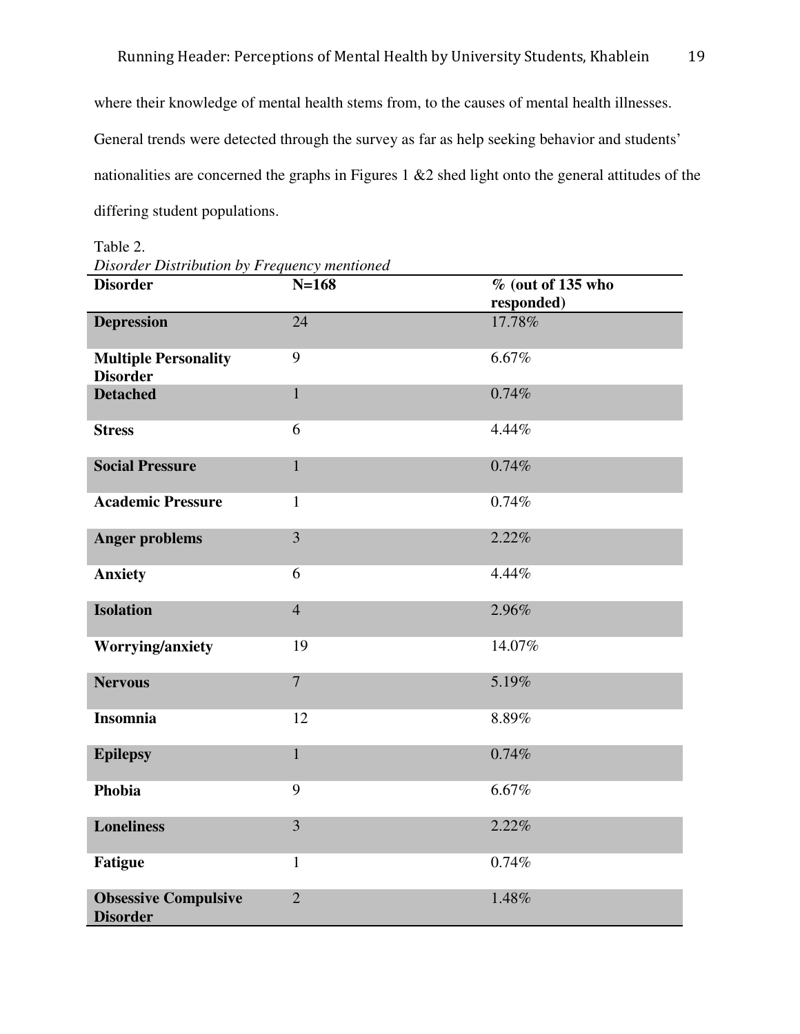where their knowledge of mental health stems from, to the causes of mental health illnesses. General trends were detected through the survey as far as help seeking behavior and students' nationalities are concerned the graphs in Figures 1 &2 shed light onto the general attitudes of the differing student populations.

Table 2.
*Disorder Distribution by Frequency mentioned*

| Disorder | N=168 | % (out of 135 who responded) |
|---|---|---|
| **Depression** | 24 | 17.78% |
| **Multiple Personality Disorder** | 9 | 6.67% |
| **Detached** | 1 | 0.74% |
| **Stress** | 6 | 4.44% |
| **Social Pressure** | 1 | 0.74% |
| **Academic Pressure** | 1 | 0.74% |
| **Anger problems** | 3 | 2.22% |
| **Anxiety** | 6 | 4.44% |
| **Isolation** | 4 | 2.96% |
| **Worrying/anxiety** | 19 | 14.07% |
| **Nervous** | 7 | 5.19% |
| **Insomnia** | 12 | 8.89% |
| **Epilepsy** | 1 | 0.74% |
| **Phobia** | 9 | 6.67% |
| **Loneliness** | 3 | 2.22% |
| **Fatigue** | 1 | 0.74% |
| **Obsessive Compulsive Disorder** | 2 | 1.48% |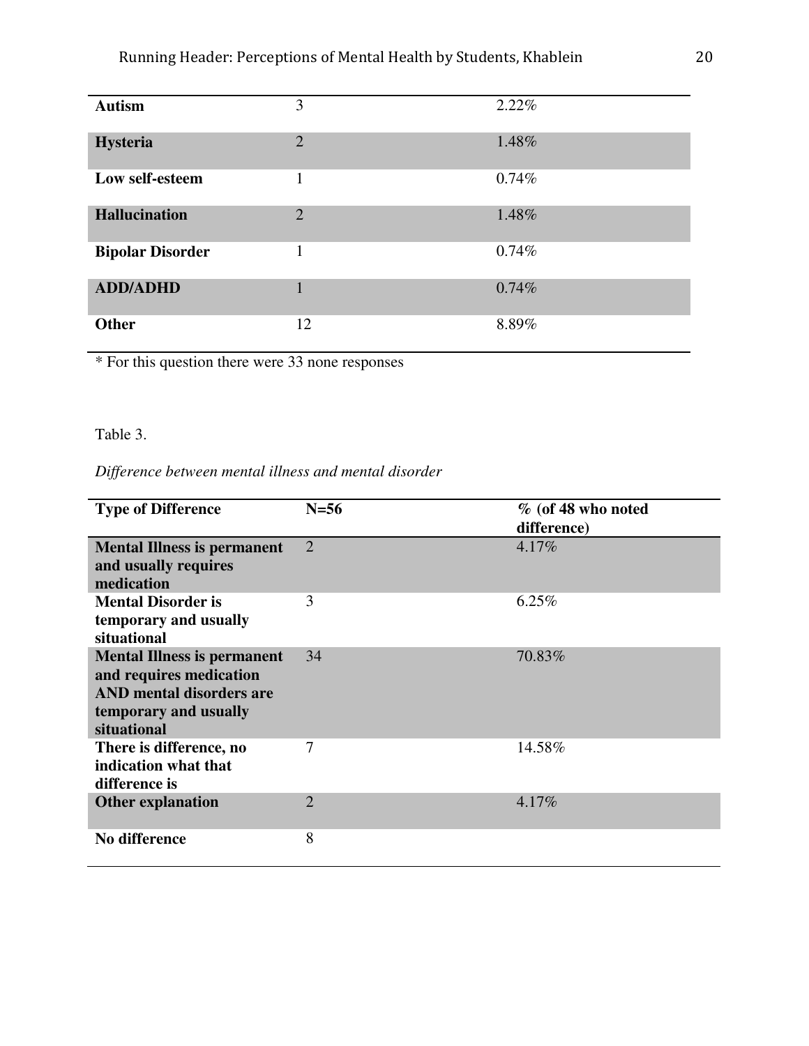| | | |
|---|---|---|
| **Autism** | 3 | 2.22% |
| **Hysteria** | 2 | 1.48% |
| **Low self-esteem** | 1 | 0.74% |
| **Hallucination** | 2 | 1.48% |
| **Bipolar Disorder** | 1 | 0.74% |
| **ADD/ADHD** | 1 | 0.74% |
| **Other** | 12 | 8.89% |

* For this question there were 33 none responses

Table 3.

*Difference between mental illness and mental disorder*

| Type of Difference | N=56 | % (of 48 who noted difference) |
|---|---|---|
| **Mental Illness is permanent and usually requires medication** | 2 | 4.17% |
| **Mental Disorder is temporary and usually situational** | 3 | 6.25% |
| **Mental Illness is permanent and requires medication AND mental disorders are temporary and usually situational** | 34 | 70.83% |
| **There is difference, no indication what that difference is** | 7 | 14.58% |
| **Other explanation** | 2 | 4.17% |
| **No difference** | 8 | |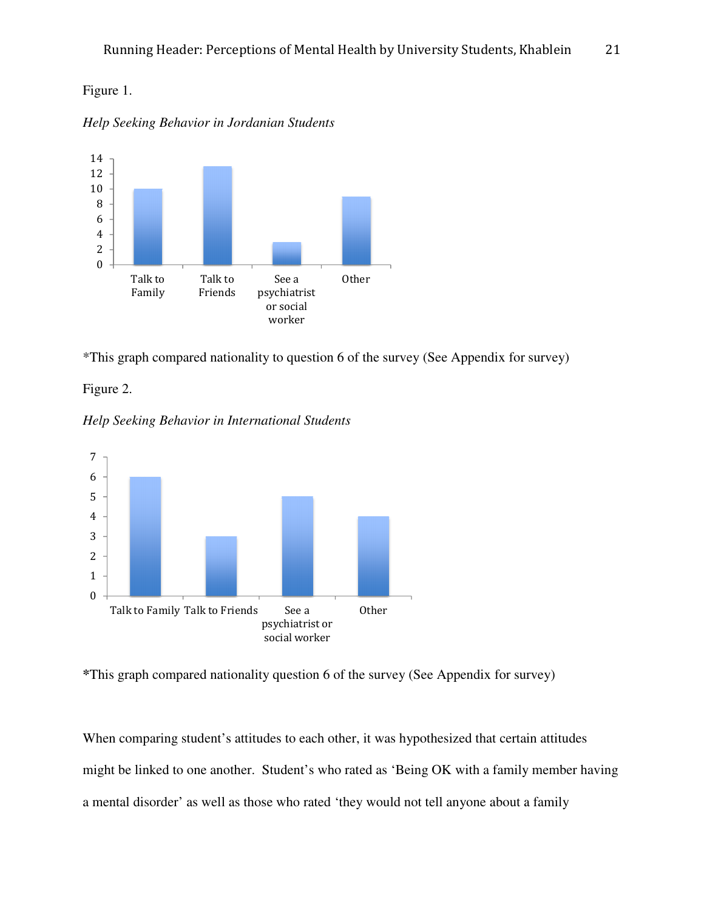Figure 1.

*Help Seeking Behavior in Jordanian Students*

*This graph compared nationality to question 6 of the survey (See Appendix for survey)

Figure 2.

*Help Seeking Behavior in International Students*

*This graph compared nationality question 6 of the survey (See Appendix for survey)

When comparing student's attitudes to each other, it was hypothesized that certain attitudes might be linked to one another. Student's who rated as 'Being OK with a family member having a mental disorder' as well as those who rated 'they would not tell anyone about a family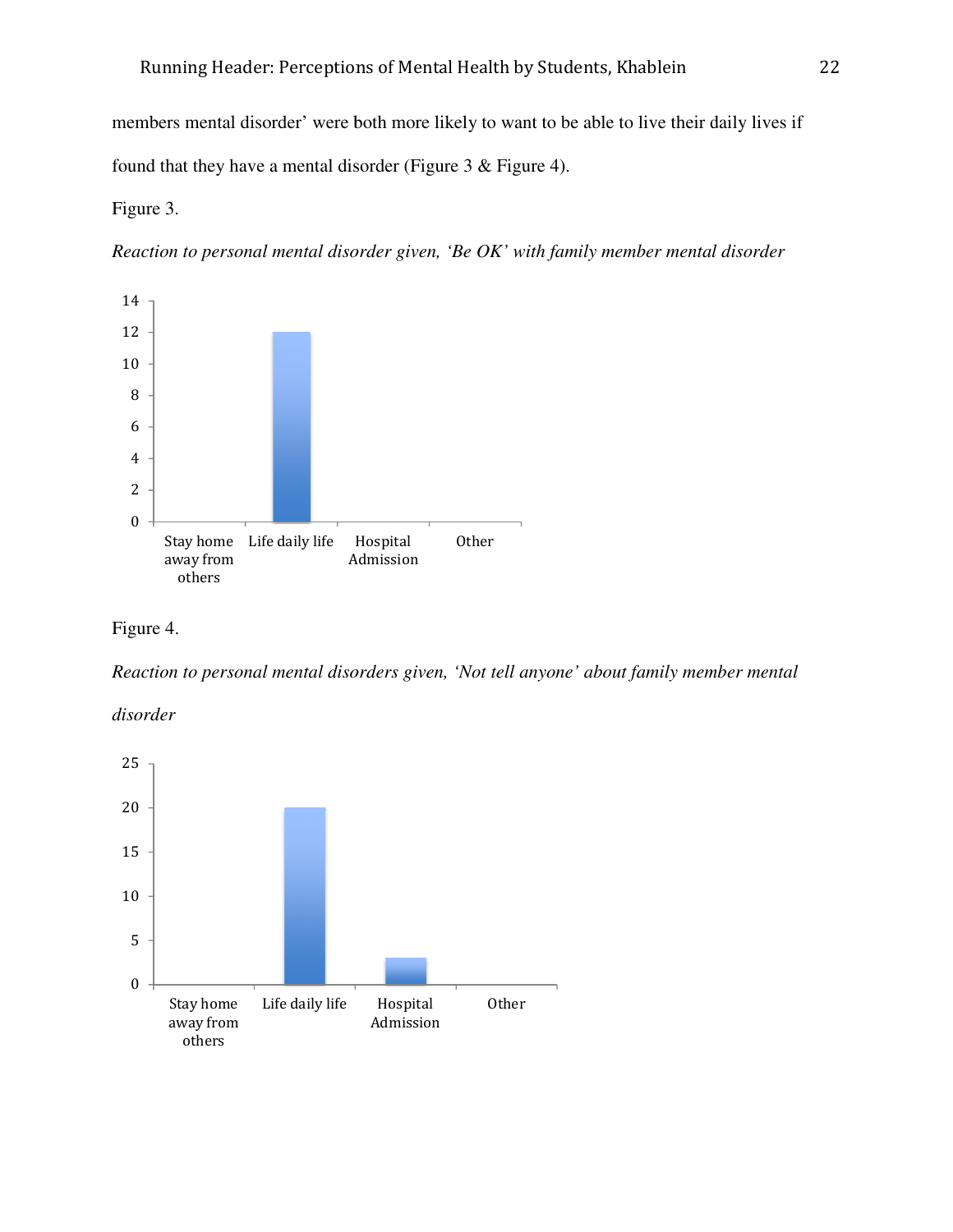members mental disorder' were both more likely to want to be able to live their daily lives if found that they have a mental disorder (Figure 3 & Figure 4).

Figure 3.

*Reaction to personal mental disorder given, 'Be OK' with family member mental disorder*

Figure 4.

*Reaction to personal mental disorders given, 'Not tell anyone' about family member mental disorder*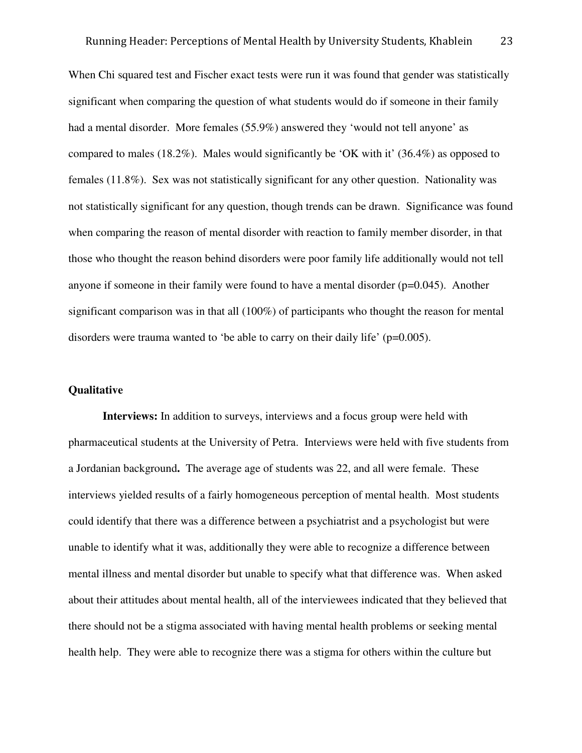When Chi squared test and Fischer exact tests were run it was found that gender was statistically significant when comparing the question of what students would do if someone in their family had a mental disorder. More females (55.9%) answered they 'would not tell anyone' as compared to males (18.2%). Males would significantly be 'OK with it' (36.4%) as opposed to females (11.8%). Sex was not statistically significant for any other question. Nationality was not statistically significant for any question, though trends can be drawn. Significance was found when comparing the reason of mental disorder with reaction to family member disorder, in that those who thought the reason behind disorders were poor family life additionally would not tell anyone if someone in their family were found to have a mental disorder ($p=0.045$). Another significant comparison was in that all (100%) of participants who thought the reason for mental disorders were trauma wanted to 'be able to carry on their daily life' ($p=0.005$).

**Qualitative**

**Interviews:** In addition to surveys, interviews and a focus group were held with pharmaceutical students at the University of Petra. Interviews were held with five students from a Jordanian background**.** The average age of students was 22, and all were female. These interviews yielded results of a fairly homogeneous perception of mental health. Most students could identify that there was a difference between a psychiatrist and a psychologist but were unable to identify what it was, additionally they were able to recognize a difference between mental illness and mental disorder but unable to specify what that difference was. When asked about their attitudes about mental health, all of the interviewees indicated that they believed that there should not be a stigma associated with having mental health problems or seeking mental health help. They were able to recognize there was a stigma for others within the culture but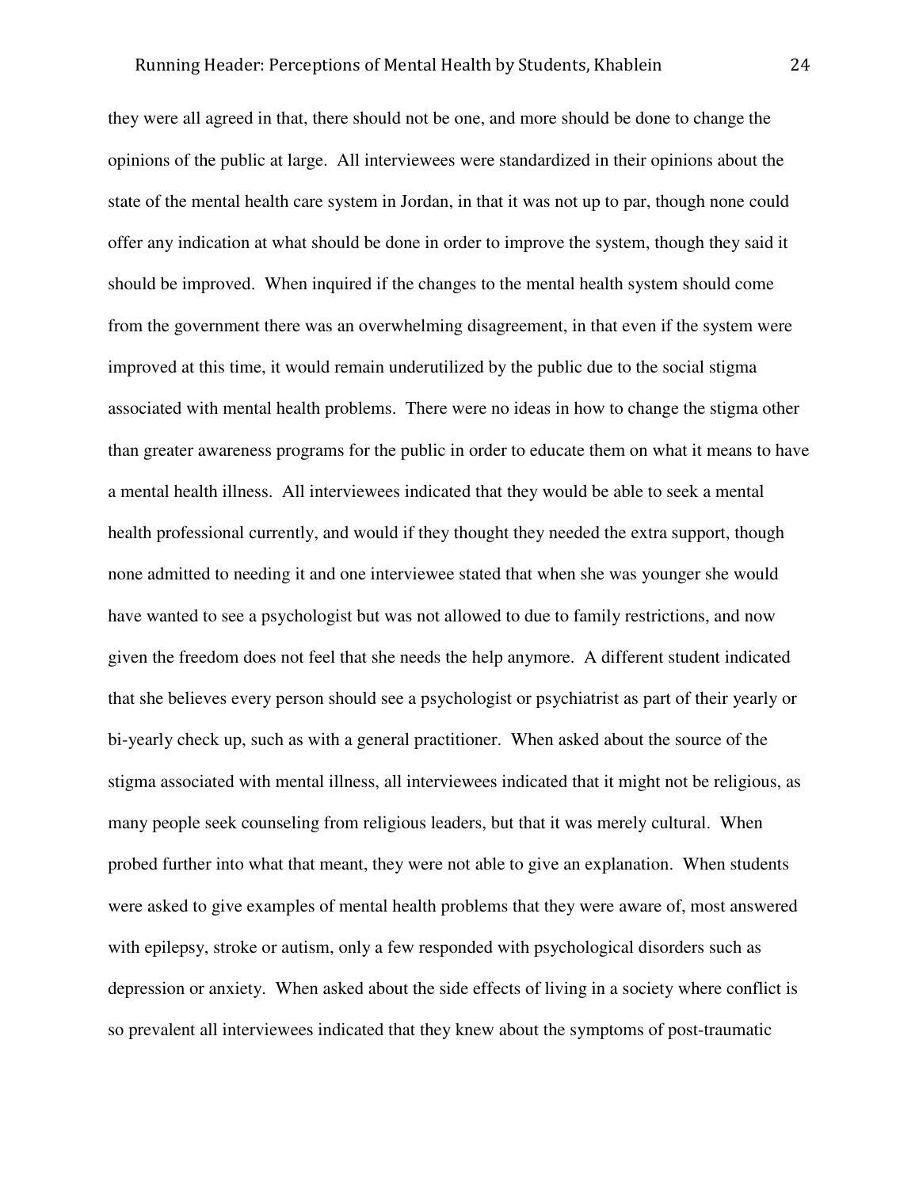they were all agreed in that, there should not be one, and more should be done to change the opinions of the public at large. All interviewees were standardized in their opinions about the state of the mental health care system in Jordan, in that it was not up to par, though none could offer any indication at what should be done in order to improve the system, though they said it should be improved. When inquired if the changes to the mental health system should come from the government there was an overwhelming disagreement, in that even if the system were improved at this time, it would remain underutilized by the public due to the social stigma associated with mental health problems. There were no ideas in how to change the stigma other than greater awareness programs for the public in order to educate them on what it means to have a mental health illness. All interviewees indicated that they would be able to seek a mental health professional currently, and would if they thought they needed the extra support, though none admitted to needing it and one interviewee stated that when she was younger she would have wanted to see a psychologist but was not allowed to due to family restrictions, and now given the freedom does not feel that she needs the help anymore. A different student indicated that she believes every person should see a psychologist or psychiatrist as part of their yearly or bi-yearly check up, such as with a general practitioner. When asked about the source of the stigma associated with mental illness, all interviewees indicated that it might not be religious, as many people seek counseling from religious leaders, but that it was merely cultural. When probed further into what that meant, they were not able to give an explanation. When students were asked to give examples of mental health problems that they were aware of, most answered with epilepsy, stroke or autism, only a few responded with psychological disorders such as depression or anxiety. When asked about the side effects of living in a society where conflict is so prevalent all interviewees indicated that they knew about the symptoms of post-traumatic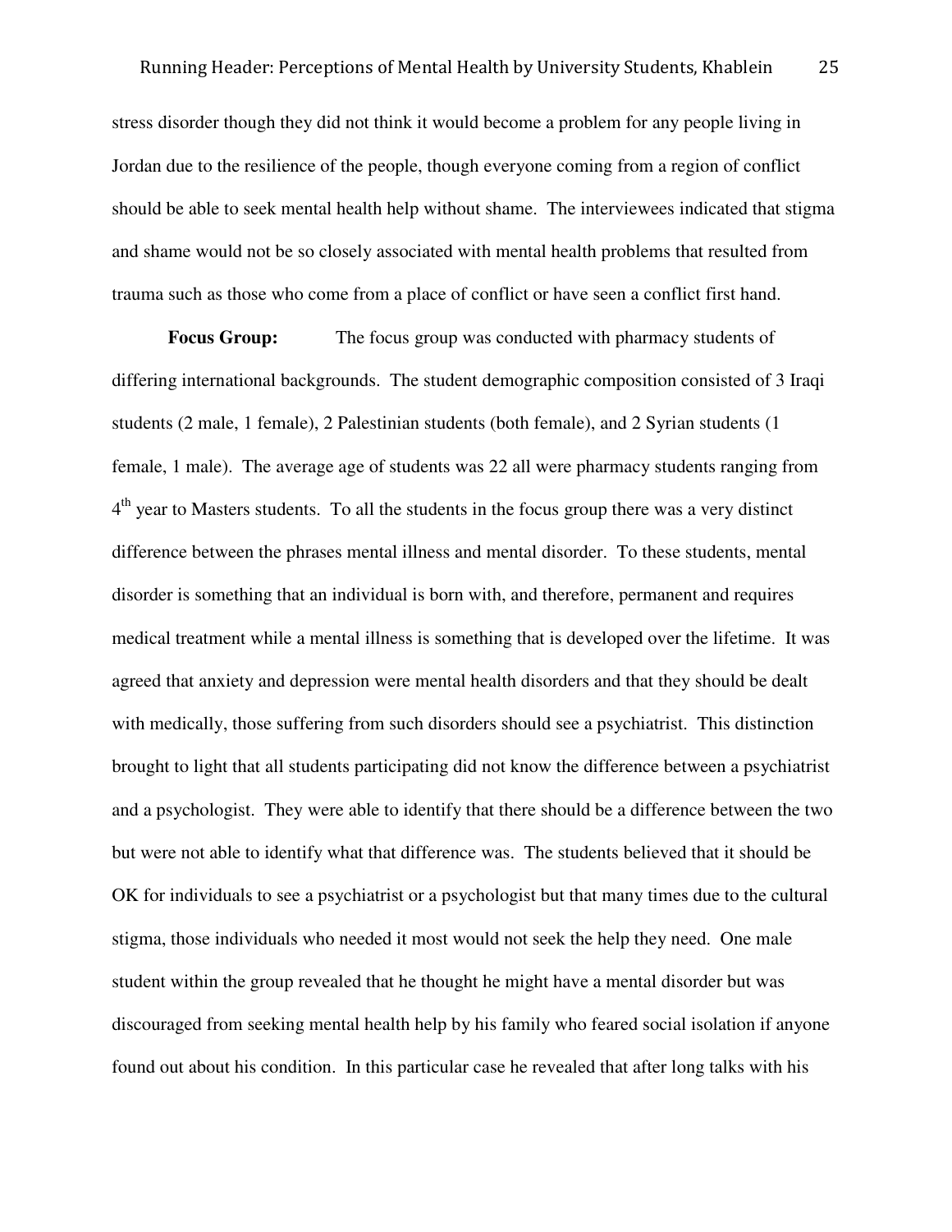stress disorder though they did not think it would become a problem for any people living in Jordan due to the resilience of the people, though everyone coming from a region of conflict should be able to seek mental health help without shame. The interviewees indicated that stigma and shame would not be so closely associated with mental health problems that resulted from trauma such as those who come from a place of conflict or have seen a conflict first hand.

**Focus Group:** The focus group was conducted with pharmacy students of differing international backgrounds. The student demographic composition consisted of 3 Iraqi students (2 male, 1 female), 2 Palestinian students (both female), and 2 Syrian students (1 female, 1 male). The average age of students was 22 all were pharmacy students ranging from 4th year to Masters students. To all the students in the focus group there was a very distinct difference between the phrases mental illness and mental disorder. To these students, mental disorder is something that an individual is born with, and therefore, permanent and requires medical treatment while a mental illness is something that is developed over the lifetime. It was agreed that anxiety and depression were mental health disorders and that they should be dealt with medically, those suffering from such disorders should see a psychiatrist. This distinction brought to light that all students participating did not know the difference between a psychiatrist and a psychologist. They were able to identify that there should be a difference between the two but were not able to identify what that difference was. The students believed that it should be OK for individuals to see a psychiatrist or a psychologist but that many times due to the cultural stigma, those individuals who needed it most would not seek the help they need. One male student within the group revealed that he thought he might have a mental disorder but was discouraged from seeking mental health help by his family who feared social isolation if anyone found out about his condition. In this particular case he revealed that after long talks with his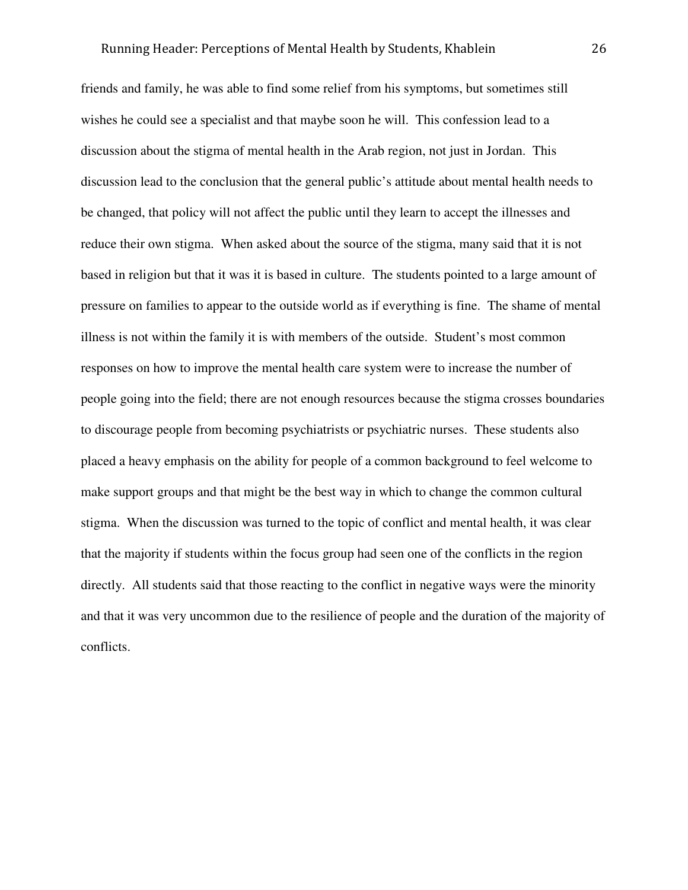friends and family, he was able to find some relief from his symptoms, but sometimes still wishes he could see a specialist and that maybe soon he will. This confession lead to a discussion about the stigma of mental health in the Arab region, not just in Jordan. This discussion lead to the conclusion that the general public's attitude about mental health needs to be changed, that policy will not affect the public until they learn to accept the illnesses and reduce their own stigma. When asked about the source of the stigma, many said that it is not based in religion but that it was it is based in culture. The students pointed to a large amount of pressure on families to appear to the outside world as if everything is fine. The shame of mental illness is not within the family it is with members of the outside. Student's most common responses on how to improve the mental health care system were to increase the number of people going into the field; there are not enough resources because the stigma crosses boundaries to discourage people from becoming psychiatrists or psychiatric nurses. These students also placed a heavy emphasis on the ability for people of a common background to feel welcome to make support groups and that might be the best way in which to change the common cultural stigma. When the discussion was turned to the topic of conflict and mental health, it was clear that the majority if students within the focus group had seen one of the conflicts in the region directly. All students said that those reacting to the conflict in negative ways were the minority and that it was very uncommon due to the resilience of people and the duration of the majority of conflicts.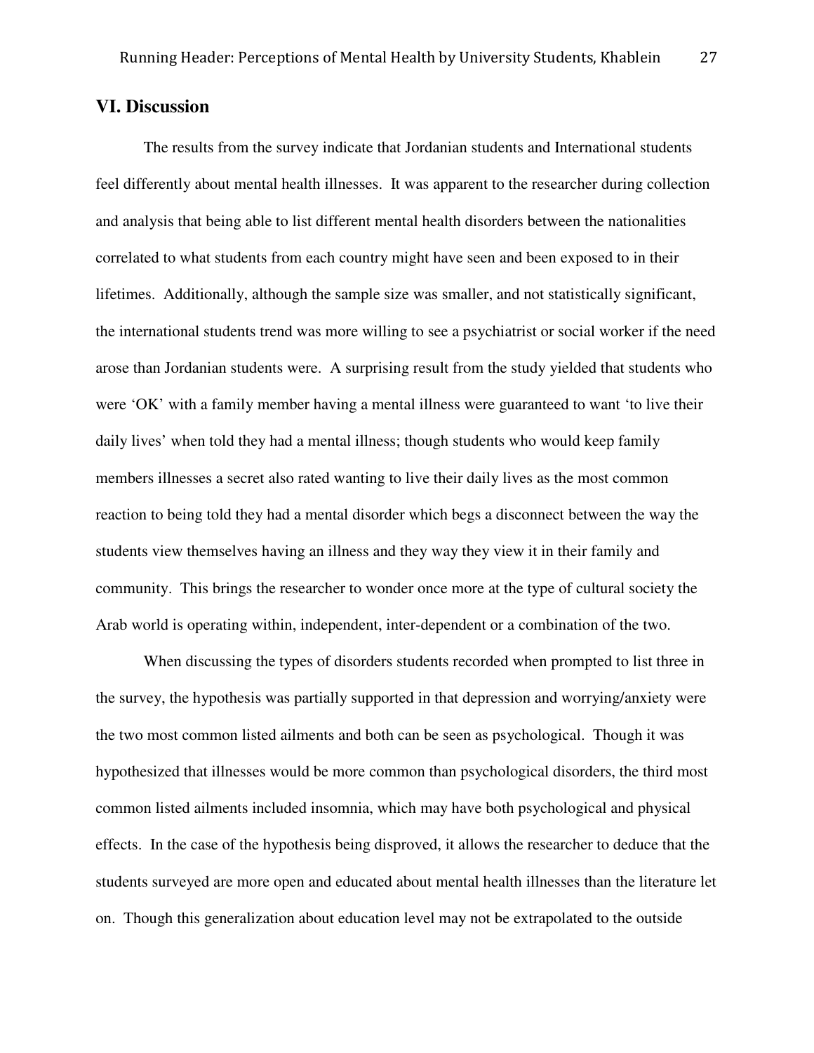## VI. Discussion

The results from the survey indicate that Jordanian students and International students feel differently about mental health illnesses. It was apparent to the researcher during collection and analysis that being able to list different mental health disorders between the nationalities correlated to what students from each country might have seen and been exposed to in their lifetimes. Additionally, although the sample size was smaller, and not statistically significant, the international students trend was more willing to see a psychiatrist or social worker if the need arose than Jordanian students were. A surprising result from the study yielded that students who were 'OK' with a family member having a mental illness were guaranteed to want 'to live their daily lives' when told they had a mental illness; though students who would keep family members illnesses a secret also rated wanting to live their daily lives as the most common reaction to being told they had a mental disorder which begs a disconnect between the way the students view themselves having an illness and they way they view it in their family and community. This brings the researcher to wonder once more at the type of cultural society the Arab world is operating within, independent, inter-dependent or a combination of the two.

When discussing the types of disorders students recorded when prompted to list three in the survey, the hypothesis was partially supported in that depression and worrying/anxiety were the two most common listed ailments and both can be seen as psychological. Though it was hypothesized that illnesses would be more common than psychological disorders, the third most common listed ailments included insomnia, which may have both psychological and physical effects. In the case of the hypothesis being disproved, it allows the researcher to deduce that the students surveyed are more open and educated about mental health illnesses than the literature let on. Though this generalization about education level may not be extrapolated to the outside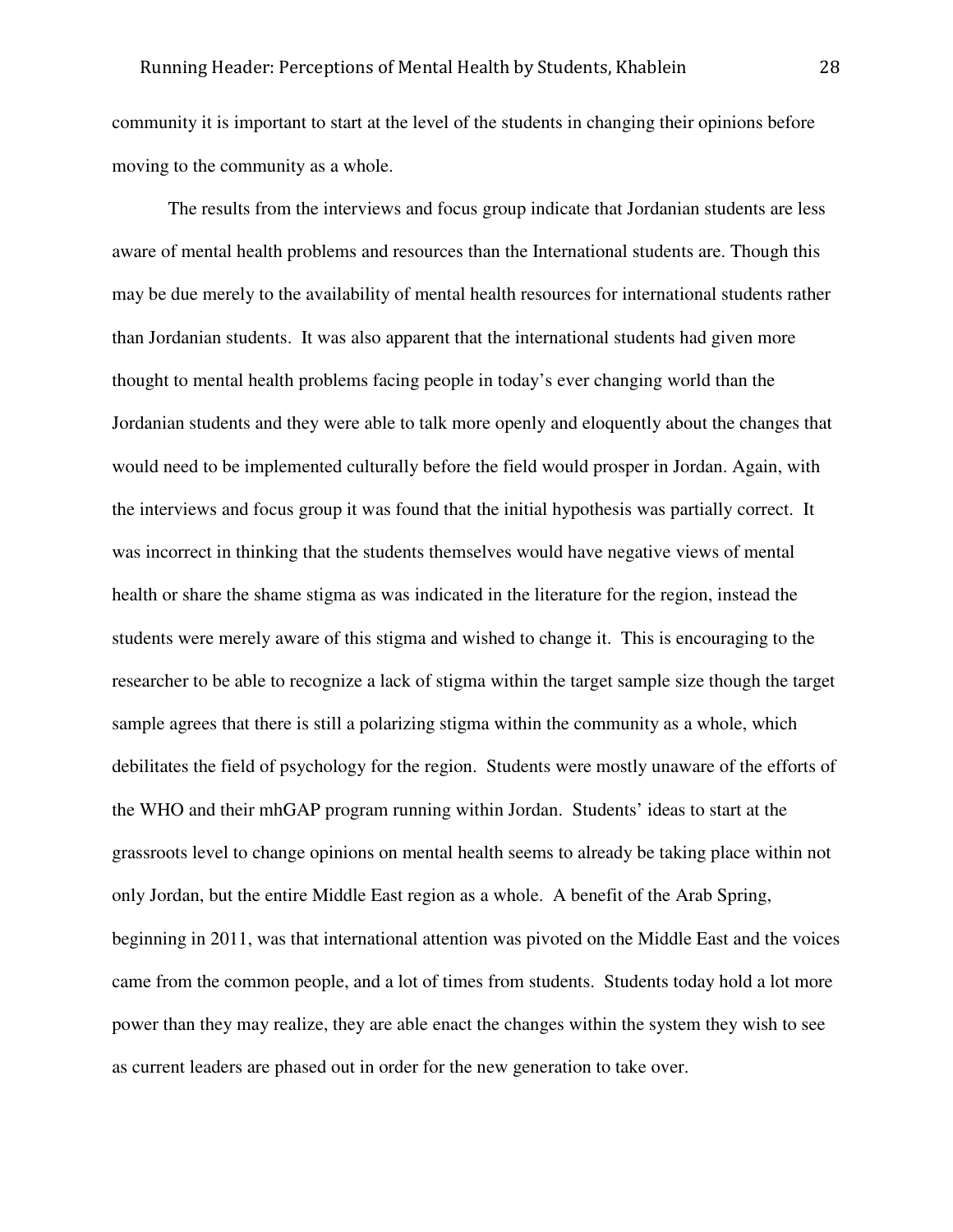community it is important to start at the level of the students in changing their opinions before moving to the community as a whole.

The results from the interviews and focus group indicate that Jordanian students are less aware of mental health problems and resources than the International students are. Though this may be due merely to the availability of mental health resources for international students rather than Jordanian students. It was also apparent that the international students had given more thought to mental health problems facing people in today's ever changing world than the Jordanian students and they were able to talk more openly and eloquently about the changes that would need to be implemented culturally before the field would prosper in Jordan. Again, with the interviews and focus group it was found that the initial hypothesis was partially correct. It was incorrect in thinking that the students themselves would have negative views of mental health or share the shame stigma as was indicated in the literature for the region, instead the students were merely aware of this stigma and wished to change it. This is encouraging to the researcher to be able to recognize a lack of stigma within the target sample size though the target sample agrees that there is still a polarizing stigma within the community as a whole, which debilitates the field of psychology for the region. Students were mostly unaware of the efforts of the WHO and their mhGAP program running within Jordan. Students' ideas to start at the grassroots level to change opinions on mental health seems to already be taking place within not only Jordan, but the entire Middle East region as a whole. A benefit of the Arab Spring, beginning in 2011, was that international attention was pivoted on the Middle East and the voices came from the common people, and a lot of times from students. Students today hold a lot more power than they may realize, they are able enact the changes within the system they wish to see as current leaders are phased out in order for the new generation to take over.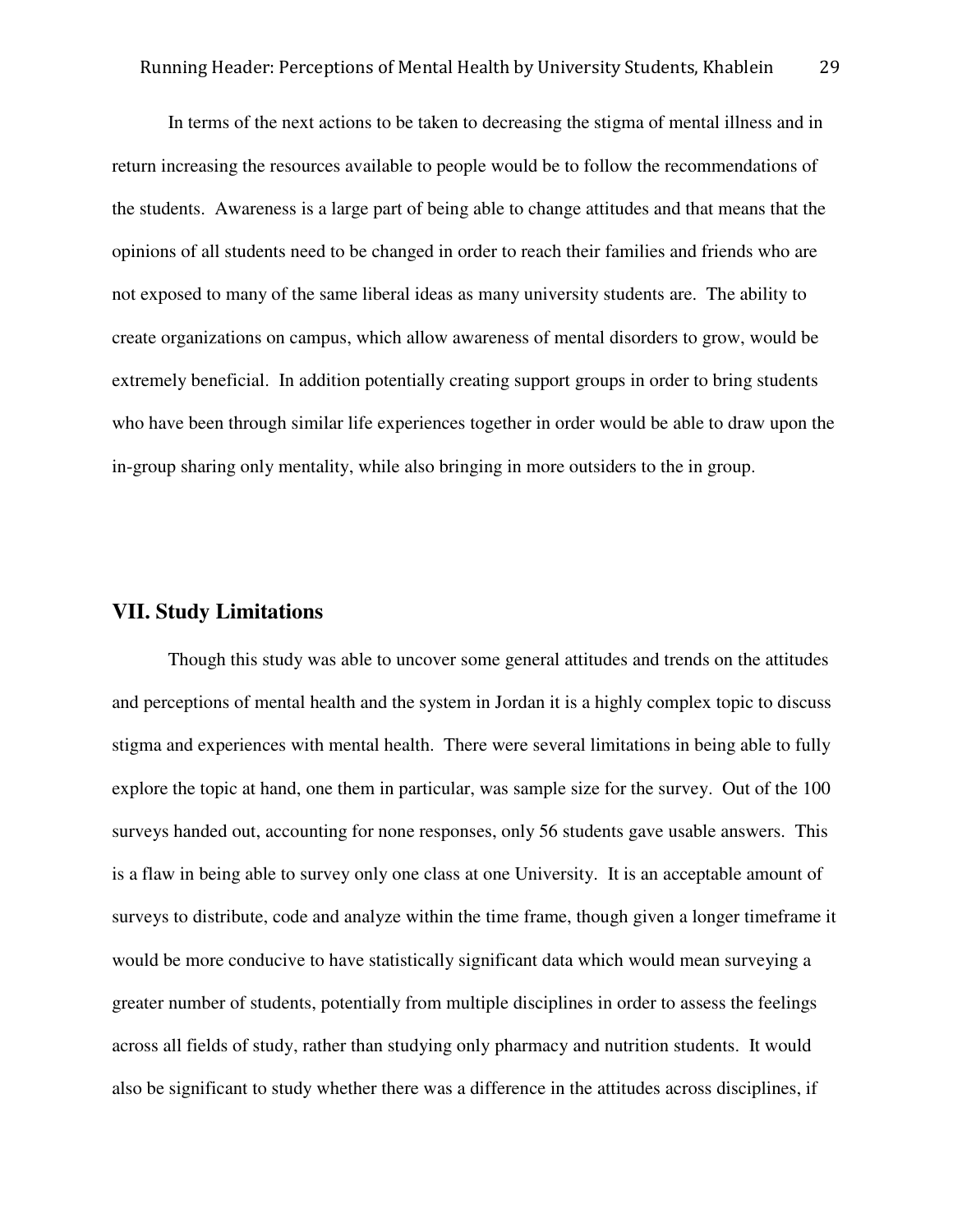In terms of the next actions to be taken to decreasing the stigma of mental illness and in return increasing the resources available to people would be to follow the recommendations of the students. Awareness is a large part of being able to change attitudes and that means that the opinions of all students need to be changed in order to reach their families and friends who are not exposed to many of the same liberal ideas as many university students are. The ability to create organizations on campus, which allow awareness of mental disorders to grow, would be extremely beneficial. In addition potentially creating support groups in order to bring students who have been through similar life experiences together in order would be able to draw upon the in-group sharing only mentality, while also bringing in more outsiders to the in group.

## VII. Study Limitations

Though this study was able to uncover some general attitudes and trends on the attitudes and perceptions of mental health and the system in Jordan it is a highly complex topic to discuss stigma and experiences with mental health. There were several limitations in being able to fully explore the topic at hand, one them in particular, was sample size for the survey. Out of the 100 surveys handed out, accounting for none responses, only 56 students gave usable answers. This is a flaw in being able to survey only one class at one University. It is an acceptable amount of surveys to distribute, code and analyze within the time frame, though given a longer timeframe it would be more conducive to have statistically significant data which would mean surveying a greater number of students, potentially from multiple disciplines in order to assess the feelings across all fields of study, rather than studying only pharmacy and nutrition students. It would also be significant to study whether there was a difference in the attitudes across disciplines, if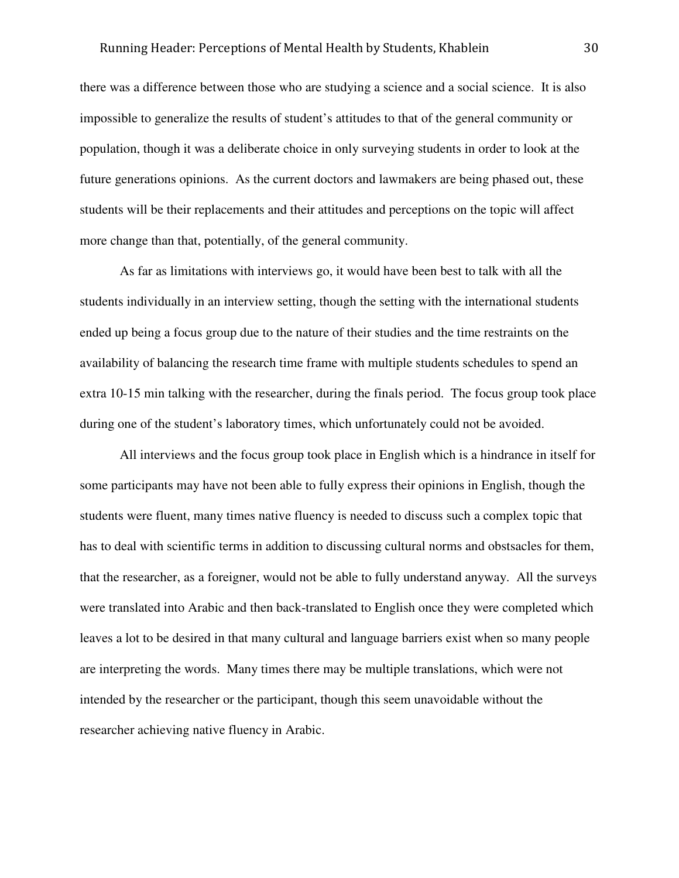there was a difference between those who are studying a science and a social science. It is also impossible to generalize the results of student's attitudes to that of the general community or population, though it was a deliberate choice in only surveying students in order to look at the future generations opinions. As the current doctors and lawmakers are being phased out, these students will be their replacements and their attitudes and perceptions on the topic will affect more change than that, potentially, of the general community.

As far as limitations with interviews go, it would have been best to talk with all the students individually in an interview setting, though the setting with the international students ended up being a focus group due to the nature of their studies and the time restraints on the availability of balancing the research time frame with multiple students schedules to spend an extra 10-15 min talking with the researcher, during the finals period. The focus group took place during one of the student's laboratory times, which unfortunately could not be avoided.

All interviews and the focus group took place in English which is a hindrance in itself for some participants may have not been able to fully express their opinions in English, though the students were fluent, many times native fluency is needed to discuss such a complex topic that has to deal with scientific terms in addition to discussing cultural norms and obstsacles for them, that the researcher, as a foreigner, would not be able to fully understand anyway. All the surveys were translated into Arabic and then back-translated to English once they were completed which leaves a lot to be desired in that many cultural and language barriers exist when so many people are interpreting the words. Many times there may be multiple translations, which were not intended by the researcher or the participant, though this seem unavoidable without the researcher achieving native fluency in Arabic.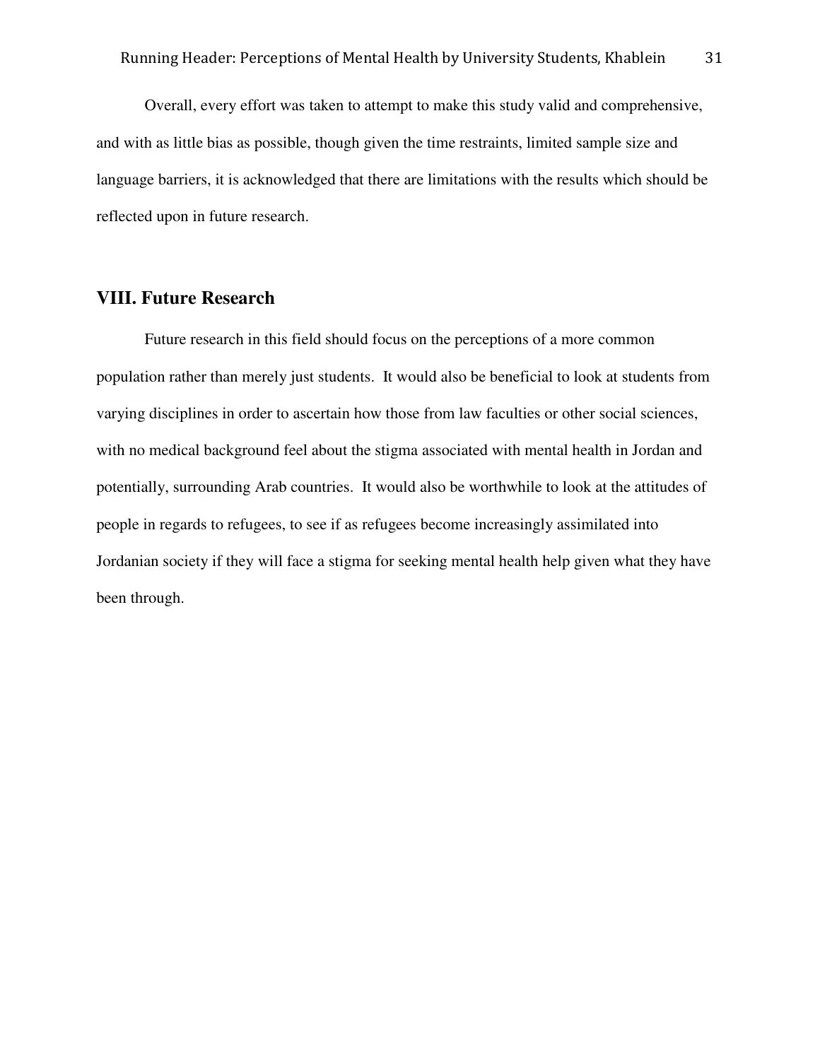Overall, every effort was taken to attempt to make this study valid and comprehensive, and with as little bias as possible, though given the time restraints, limited sample size and language barriers, it is acknowledged that there are limitations with the results which should be reflected upon in future research.

## VIII. Future Research

Future research in this field should focus on the perceptions of a more common population rather than merely just students. It would also be beneficial to look at students from varying disciplines in order to ascertain how those from law faculties or other social sciences, with no medical background feel about the stigma associated with mental health in Jordan and potentially, surrounding Arab countries. It would also be worthwhile to look at the attitudes of people in regards to refugees, to see if as refugees become increasingly assimilated into Jordanian society if they will face a stigma for seeking mental health help given what they have been through.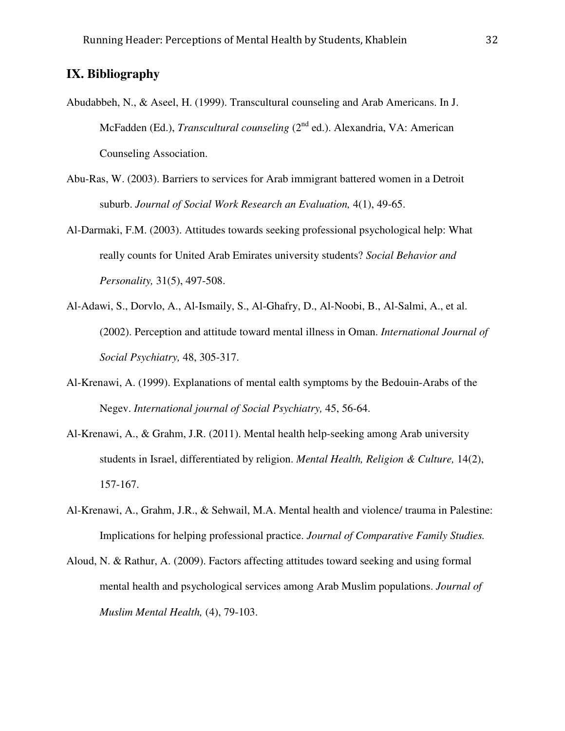## IX. Bibliography

Abudabbeh, N., & Aseel, H. (1999). Transcultural counseling and Arab Americans. In J. McFadden (Ed.), *Transcultural counseling* (2nd ed.). Alexandria, VA: American Counseling Association.

Abu-Ras, W. (2003). Barriers to services for Arab immigrant battered women in a Detroit suburb. *Journal of Social Work Research an Evaluation,* 4(1), 49-65.

Al-Darmaki, F.M. (2003). Attitudes towards seeking professional psychological help: What really counts for United Arab Emirates university students? *Social Behavior and Personality,* 31(5), 497-508.

Al-Adawi, S., Dorvlo, A., Al-Ismaily, S., Al-Ghafry, D., Al-Noobi, B., Al-Salmi, A., et al. (2002). Perception and attitude toward mental illness in Oman. *International Journal of Social Psychiatry,* 48, 305-317.

Al-Krenawi, A. (1999). Explanations of mental ealth symptoms by the Bedouin-Arabs of the Negev. *International journal of Social Psychiatry,* 45, 56-64.

Al-Krenawi, A., & Grahm, J.R. (2011). Mental health help-seeking among Arab university students in Israel, differentiated by religion. *Mental Health, Religion & Culture,* 14(2), 157-167.

Al-Krenawi, A., Grahm, J.R., & Sehwail, M.A. Mental health and violence/ trauma in Palestine: Implications for helping professional practice. *Journal of Comparative Family Studies.*

Aloud, N. & Rathur, A. (2009). Factors affecting attitudes toward seeking and using formal mental health and psychological services among Arab Muslim populations. *Journal of Muslim Mental Health,* (4), 79-103.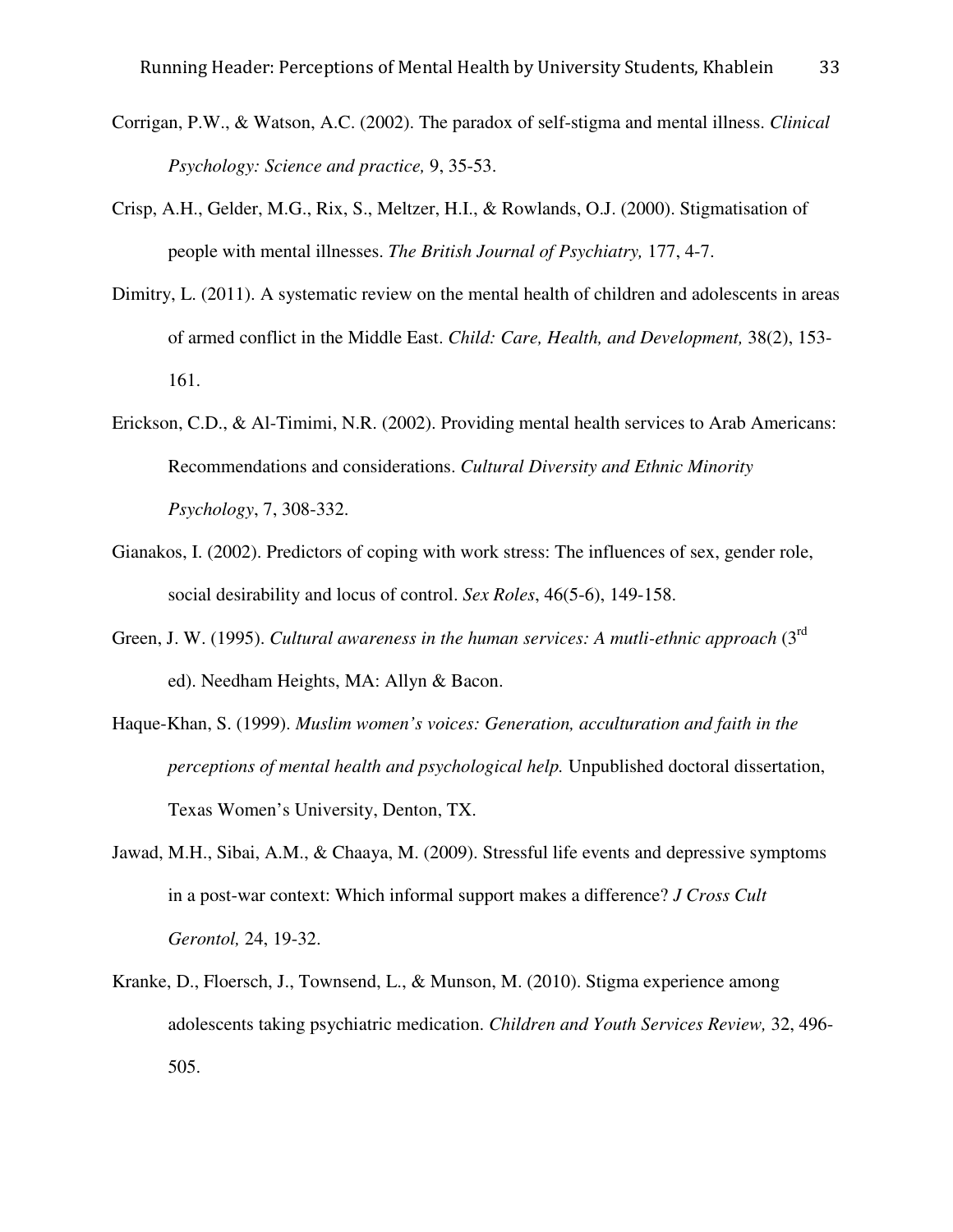Corrigan, P.W., & Watson, A.C. (2002). The paradox of self-stigma and mental illness. *Clinical Psychology: Science and practice,* 9, 35-53.

Crisp, A.H., Gelder, M.G., Rix, S., Meltzer, H.I., & Rowlands, O.J. (2000). Stigmatisation of people with mental illnesses. *The British Journal of Psychiatry,* 177, 4-7.

Dimitry, L. (2011). A systematic review on the mental health of children and adolescents in areas of armed conflict in the Middle East. *Child: Care, Health, and Development,* 38(2), 153-161.

Erickson, C.D., & Al-Timimi, N.R. (2002). Providing mental health services to Arab Americans: Recommendations and considerations. *Cultural Diversity and Ethnic Minority Psychology*, 7, 308-332.

Gianakos, I. (2002). Predictors of coping with work stress: The influences of sex, gender role, social desirability and locus of control. *Sex Roles*, 46(5-6), 149-158.

Green, J. W. (1995). *Cultural awareness in the human services: A mutli-ethnic approach* (3rd ed). Needham Heights, MA: Allyn & Bacon.

Haque-Khan, S. (1999). *Muslim women's voices: Generation, acculturation and faith in the perceptions of mental health and psychological help.* Unpublished doctoral dissertation, Texas Women's University, Denton, TX.

Jawad, M.H., Sibai, A.M., & Chaaya, M. (2009). Stressful life events and depressive symptoms in a post-war context: Which informal support makes a difference? *J Cross Cult Gerontol,* 24, 19-32.

Kranke, D., Floersch, J., Townsend, L., & Munson, M. (2010). Stigma experience among adolescents taking psychiatric medication. *Children and Youth Services Review,* 32, 496-505.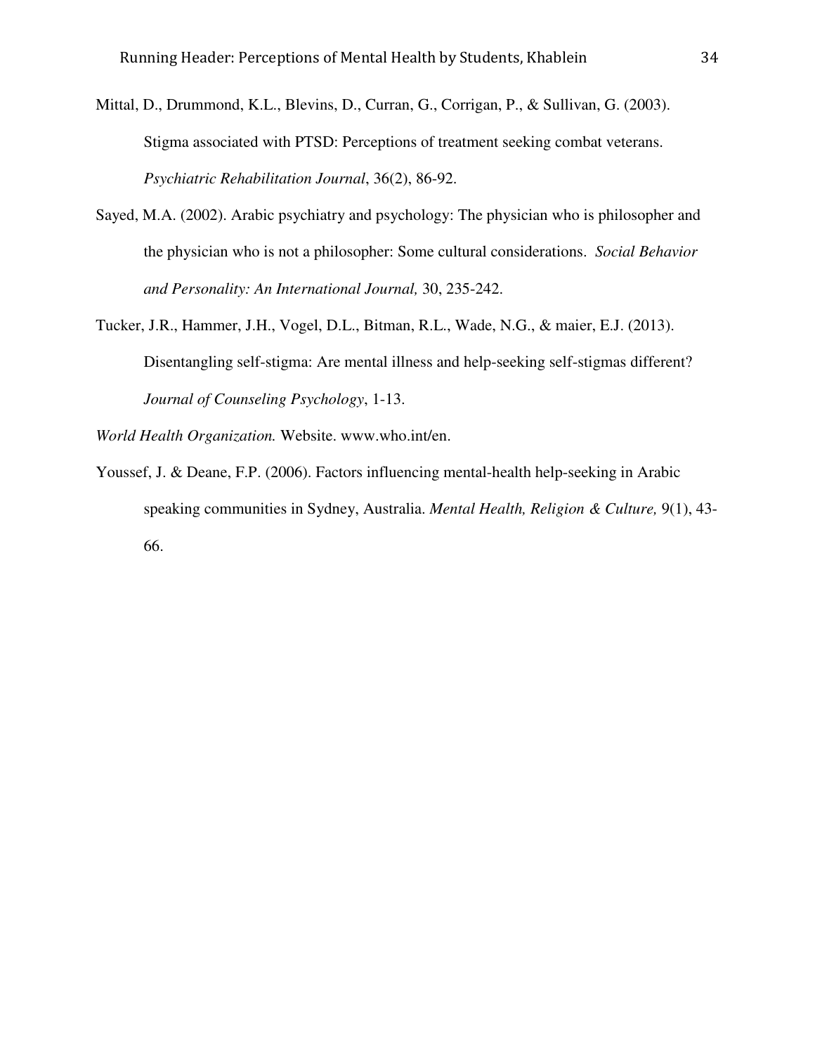Mittal, D., Drummond, K.L., Blevins, D., Curran, G., Corrigan, P., & Sullivan, G. (2003). Stigma associated with PTSD: Perceptions of treatment seeking combat veterans. *Psychiatric Rehabilitation Journal*, 36(2), 86-92.

Sayed, M.A. (2002). Arabic psychiatry and psychology: The physician who is philosopher and the physician who is not a philosopher: Some cultural considerations. *Social Behavior and Personality: An International Journal,* 30, 235-242.

Tucker, J.R., Hammer, J.H., Vogel, D.L., Bitman, R.L., Wade, N.G., & maier, E.J. (2013). Disentangling self-stigma: Are mental illness and help-seeking self-stigmas different? *Journal of Counseling Psychology*, 1-13.

*World Health Organization.* Website. www.who.int/en.

Youssef, J. & Deane, F.P. (2006). Factors influencing mental-health help-seeking in Arabic speaking communities in Sydney, Australia. *Mental Health, Religion & Culture,* 9(1), 43-66.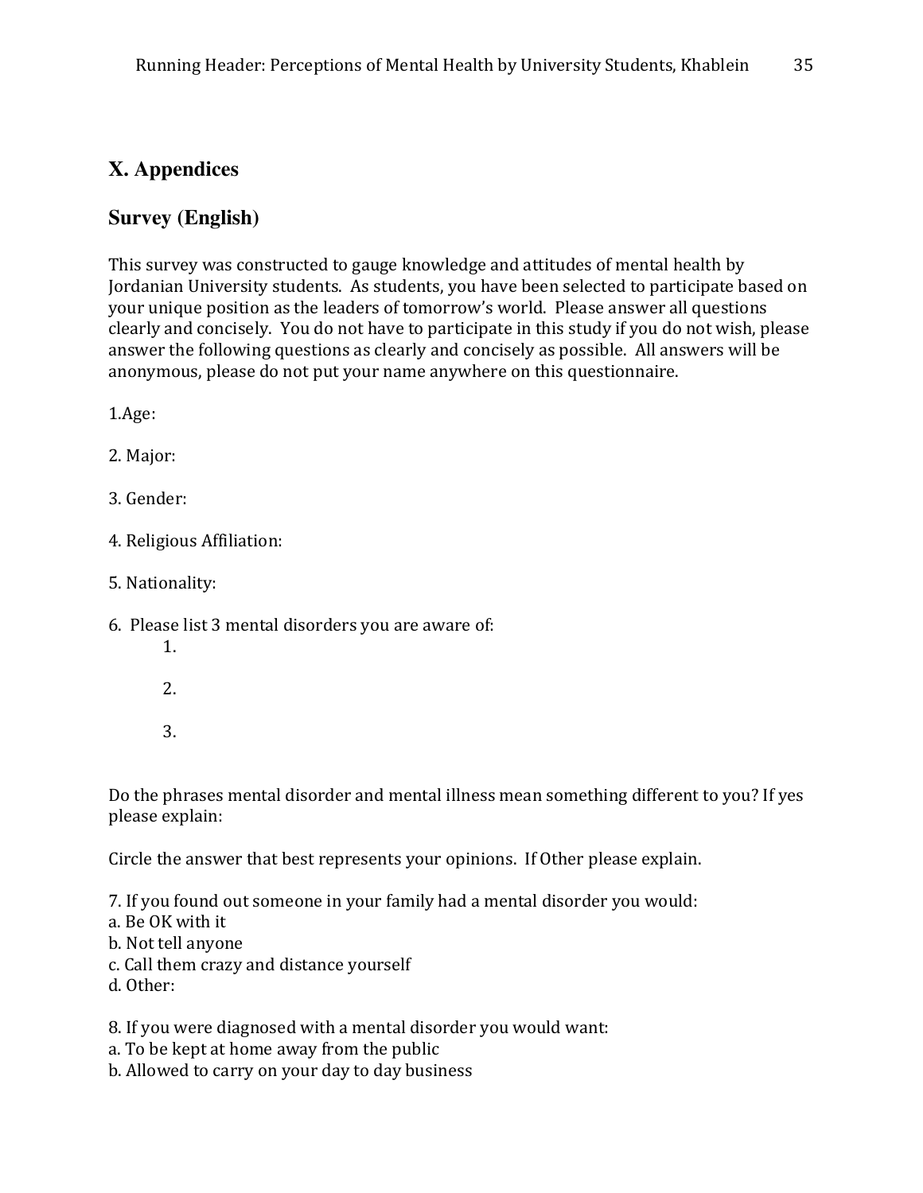# X. Appendices

## Survey (English)

This survey was constructed to gauge knowledge and attitudes of mental health by Jordanian University students. As students, you have been selected to participate based on your unique position as the leaders of tomorrow's world. Please answer all questions clearly and concisely. You do not have to participate in this study if you do not wish, please answer the following questions as clearly and concisely as possible. All answers will be anonymous, please do not put your name anywhere on this questionnaire.

1.Age:

2. Major:

3. Gender:

4. Religious Affiliation:

5. Nationality:

6. Please list 3 mental disorders you are aware of:

    1.

    2.

    3.

Do the phrases mental disorder and mental illness mean something different to you? If yes please explain:

Circle the answer that best represents your opinions. If Other please explain.

7. If you found out someone in your family had a mental disorder you would:
a. Be OK with it
b. Not tell anyone
c. Call them crazy and distance yourself
d. Other:

8. If you were diagnosed with a mental disorder you would want:
a. To be kept at home away from the public
b. Allowed to carry on your day to day business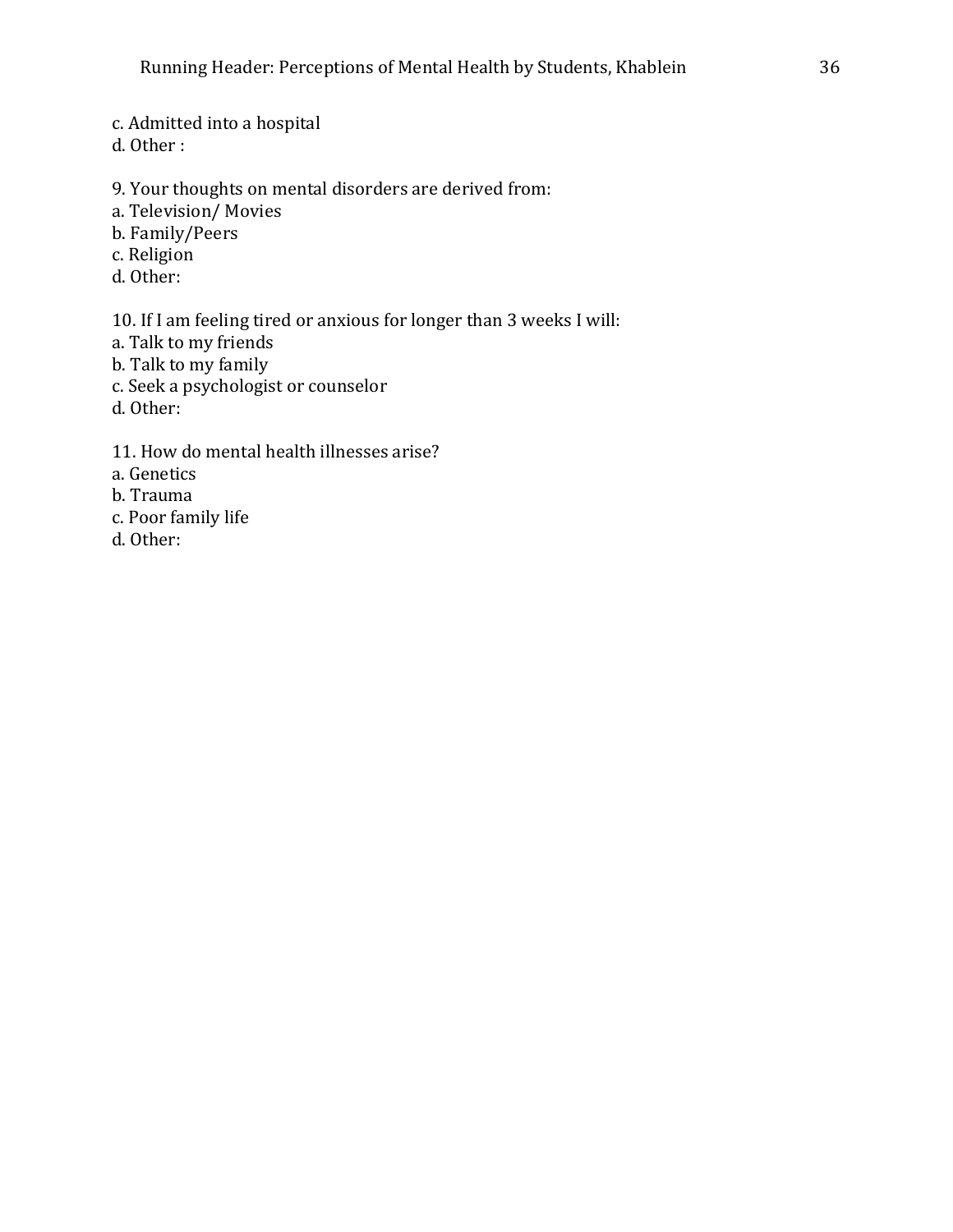c. Admitted into a hospital
d. Other :

9. Your thoughts on mental disorders are derived from:
a. Television/ Movies
b. Family/Peers
c. Religion
d. Other:

10. If I am feeling tired or anxious for longer than 3 weeks I will:
a. Talk to my friends
b. Talk to my family
c. Seek a psychologist or counselor
d. Other:

11. How do mental health illnesses arise?
a. Genetics
b. Trauma
c. Poor family life
d. Other: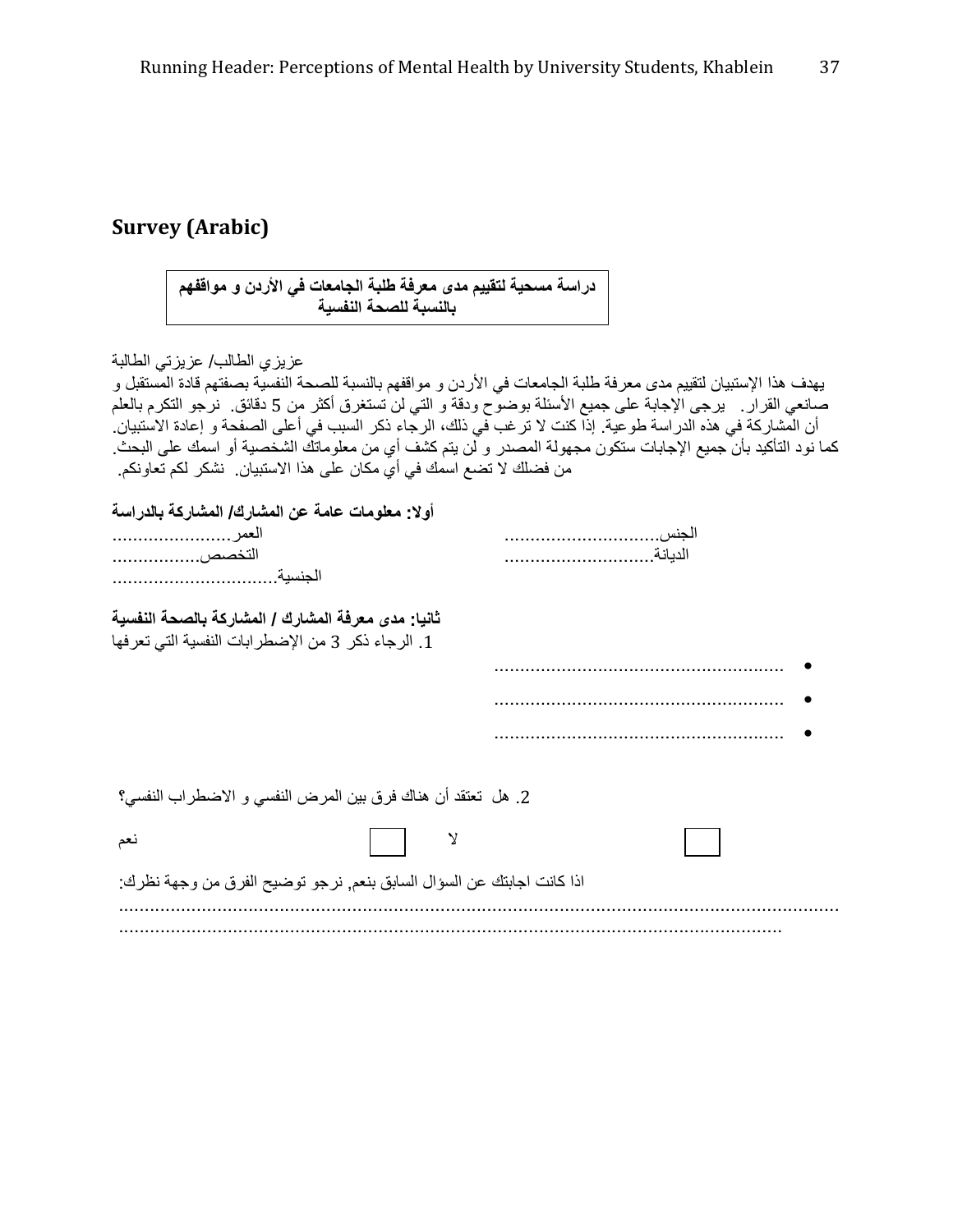## Survey (Arabic)

**دراسة مسحية لتقييم مدى معرفة طلبة الجامعات في الأردن و مواقفهم بالنسبة للصحة النفسية**

عزيزي الطالب/ عزيزتي الطالبة

يهدف هذا الإستبيان لتقييم مدى معرفة طلبة الجامعات في الأردن و مواقفهم بالنسبة للصحة النفسية بصفتهم قادة المستقبل و صانعي القرار. يرجى الإجابة على جميع الأسئلة بوضوح ودقة و التي لن تستغرق أكثر من 5 دقائق. نرجو التكرم بالعلم أن المشاركة في هذه الدراسة طوعية. إذا كنت لا ترغب في ذلك، الرجاء ذكر السبب في أعلى الصفحة و إعادة الاستبيان. كما نود التأكيد بأن جميع الإجابات ستكون مجهولة المصدر و لن يتم كشف أي من معلوماتك الشخصية أو اسمك على البحث. من فضلك لا تضع اسمك في أي مكان على هذا الاستبيان. نشكر لكم تعاونكم.

**أولا: معلومات عامة عن المشارك/ المشاركة بالدراسة**

الجنس.............................. العمر.......................

الديانة............................ التخصص.................

الجنسية...............................

**ثانيا: مدى معرفة المشارك / المشاركة بالصحة النفسية**

1. الرجاء ذكر 3 من الإضطرابات النفسية التي تعرفها

- .......................................................
- .......................................................
- .......................................................

2. هل تعتقد أن هناك فرق بين المرض النفسي و الاضطراب النفسي؟

نعم ☐ لا ☐

اذا كانت اجابتك عن السؤال السابق بنعم, نرجو توضيح الفرق من وجهة نظرك:

.............................................................................................................................

.....................................................................................................................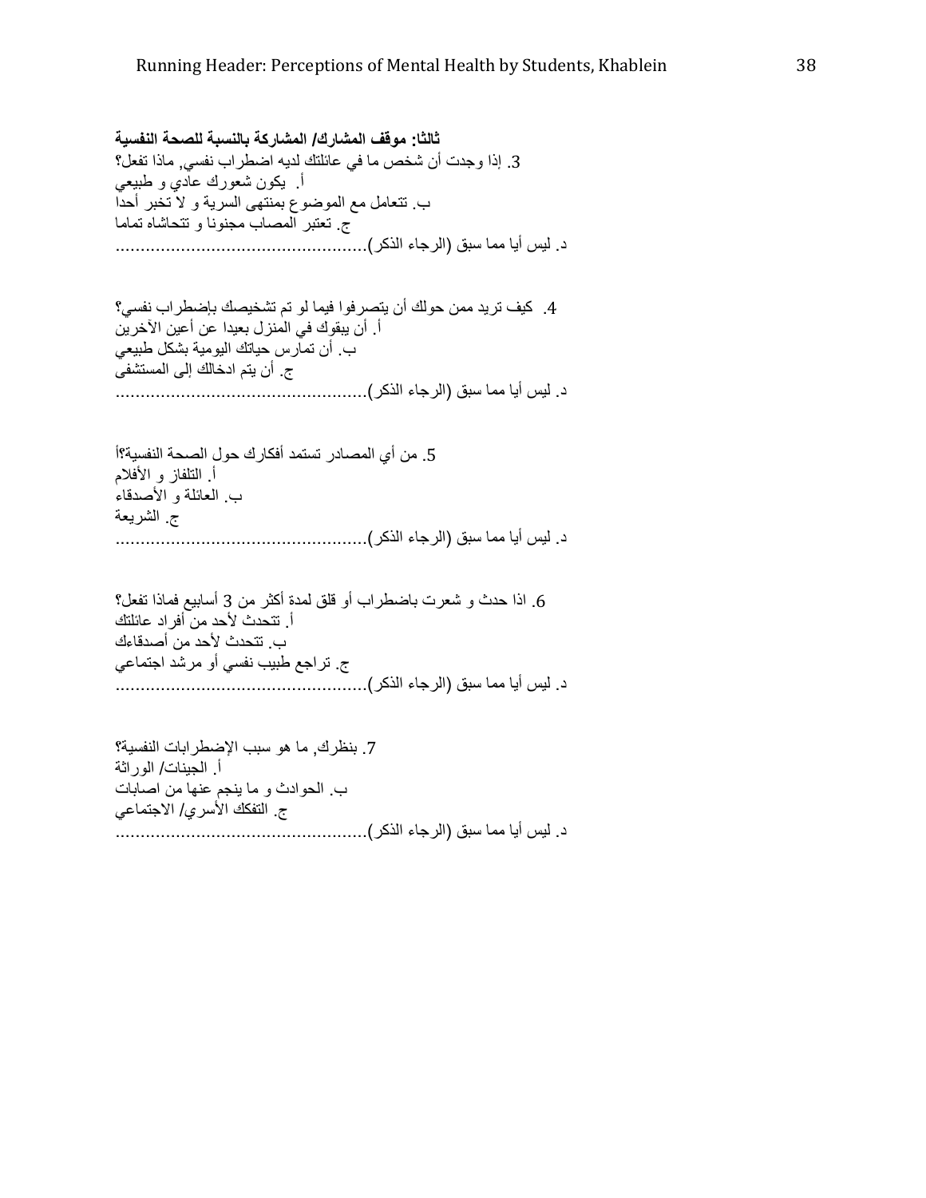**ثالثا: موقف المشارك/ المشاركة بالنسبة للصحة النفسية**

3. إذا وجدت أن شخص ما في عائلتك لديه اضطراب نفسي, ماذا تفعل؟

أ. يكون شعورك عادي و طبيعي

ب. تتعامل مع الموضوع بمنتهى السرية و لا تخبر أحدا

ج. تعتبر المصاب مجنونا و تتحاشاه تماما

د. ليس أيا مما سبق (الرجاء الذكر)..................................................

4. كيف تريد ممن حولك أن يتصرفوا فيما لو تم تشخيصك بإضطراب نفسي؟

أ. أن يبقوك في المنزل بعيدا عن أعين الآخرين

ب. أن تمارس حياتك اليومية بشكل طبيعي

ج. أن يتم ادخالك إلى المستشفى

د. ليس أيا مما سبق (الرجاء الذكر)..................................................

5. من أي المصادر تستمد أفكارك حول الصحة النفسية؟أ

أ. التلفاز و الأفلام

ب. العائلة و الأصدقاء

ج. الشريعة

د. ليس أيا مما سبق (الرجاء الذكر)..................................................

6. اذا حدث و شعرت باضطراب أو قلق لمدة أكثر من 3 أسابيع فماذا تفعل؟

أ. تتحدث لأحد من أفراد عائلتك

ب. تتحدث لأحد من أصدقاءك

ج. تراجع طبيب نفسي أو مرشد اجتماعي

د. ليس أيا مما سبق (الرجاء الذكر)..................................................

7. بنظرك, ما هو سبب الإضطرابات النفسية؟

أ. الجينات/ الوراثة

ب. الحوادث و ما ينجم عنها من اصابات

ج. التفكك الأسري/ الاجتماعي

د. ليس أيا مما سبق (الرجاء الذكر)..................................................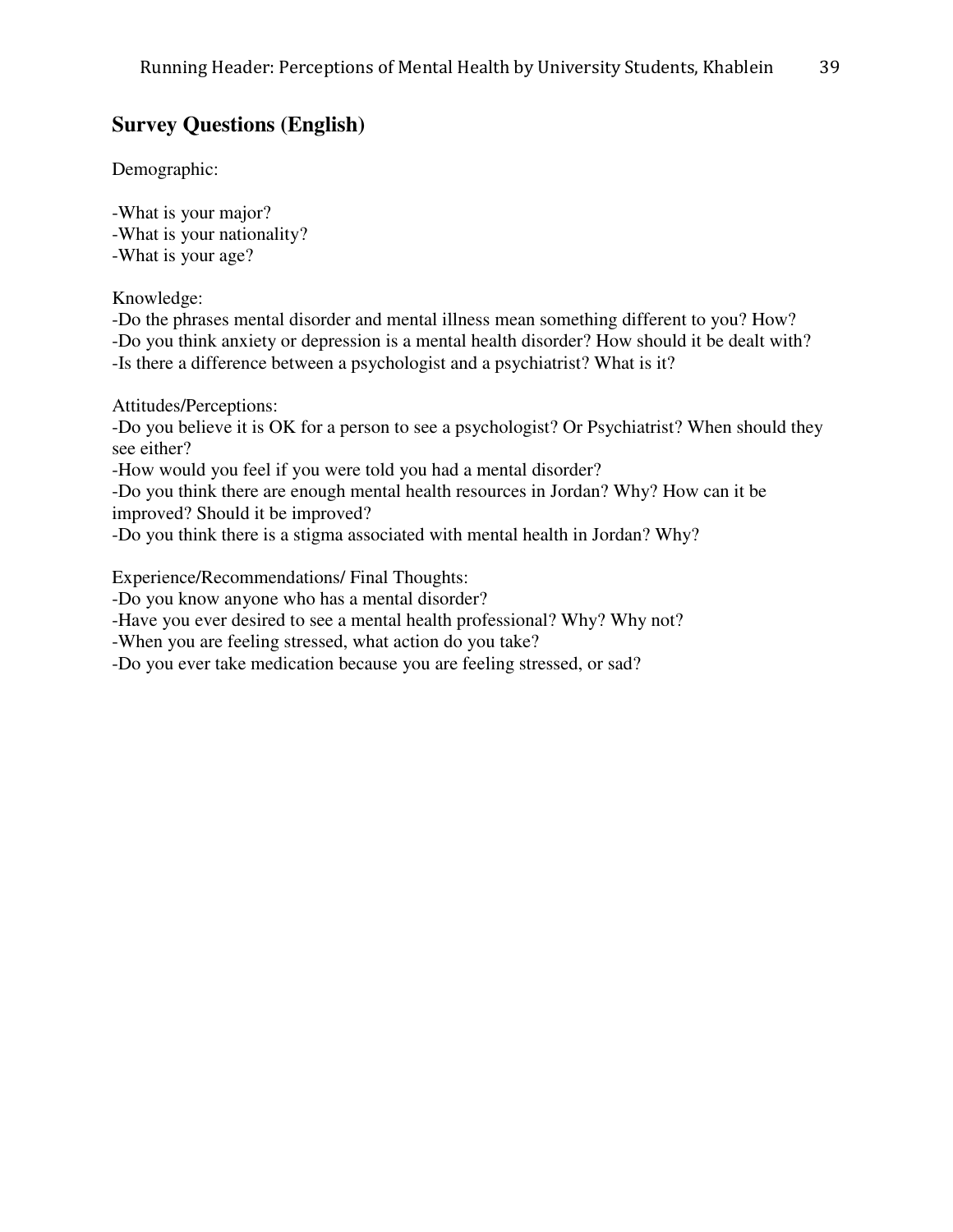## Survey Questions (English)

Demographic:

-What is your major?
-What is your nationality?
-What is your age?

Knowledge:
-Do the phrases mental disorder and mental illness mean something different to you? How?
-Do you think anxiety or depression is a mental health disorder? How should it be dealt with?
-Is there a difference between a psychologist and a psychiatrist? What is it?

Attitudes/Perceptions:
-Do you believe it is OK for a person to see a psychologist? Or Psychiatrist? When should they see either?
-How would you feel if you were told you had a mental disorder?
-Do you think there are enough mental health resources in Jordan? Why? How can it be improved? Should it be improved?
-Do you think there is a stigma associated with mental health in Jordan? Why?

Experience/Recommendations/ Final Thoughts:
-Do you know anyone who has a mental disorder?
-Have you ever desired to see a mental health professional? Why? Why not?
-When you are feeling stressed, what action do you take?
-Do you ever take medication because you are feeling stressed, or sad?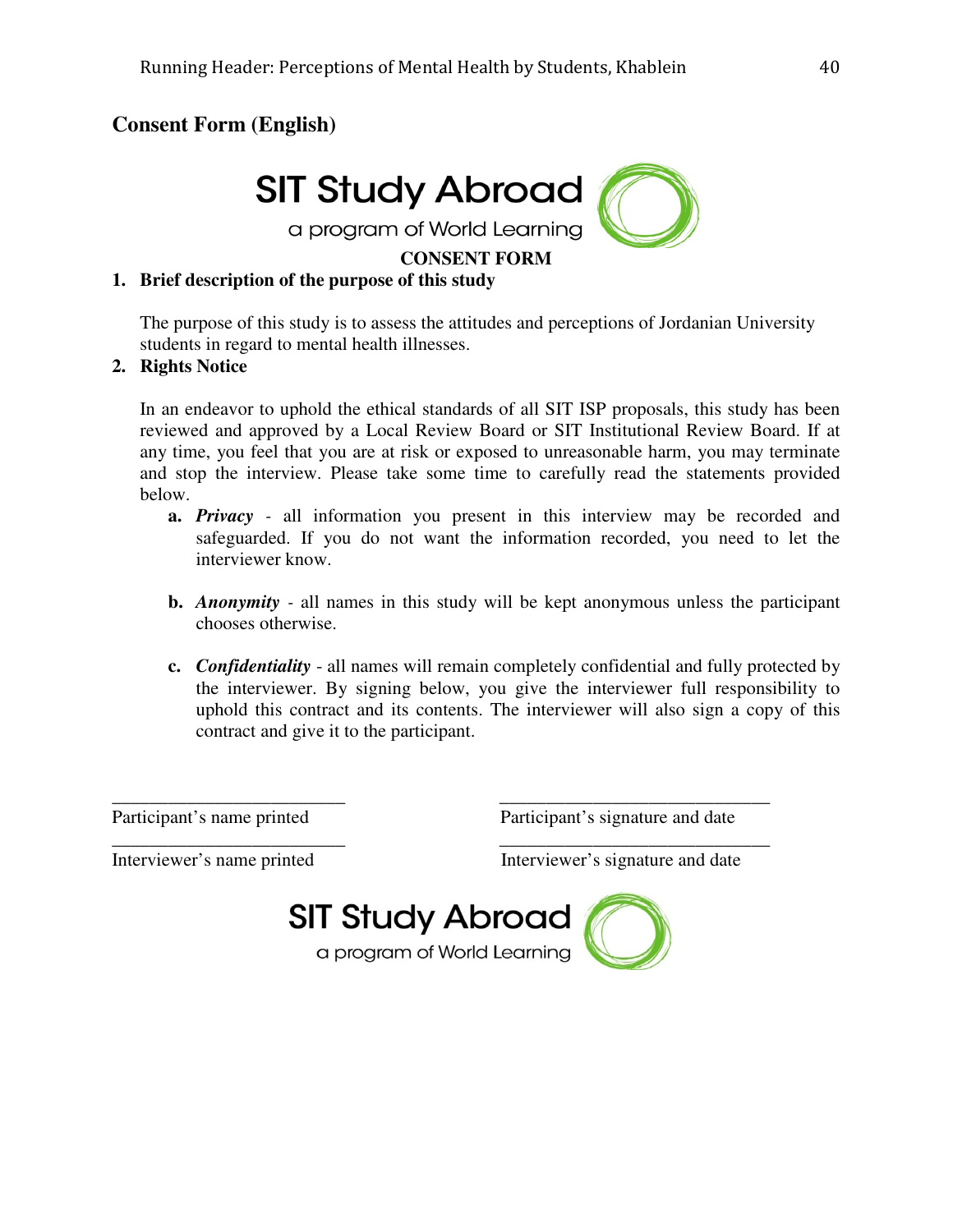## Consent Form (English)

SIT Study Abroad

a program of World Learning

**CONSENT FORM**

1. **Brief description of the purpose of this study**

   The purpose of this study is to assess the attitudes and perceptions of Jordanian University students in regard to mental health illnesses.

2. **Rights Notice**

   In an endeavor to uphold the ethical standards of all SIT ISP proposals, this study has been reviewed and approved by a Local Review Board or SIT Institutional Review Board. If at any time, you feel that you are at risk or exposed to unreasonable harm, you may terminate and stop the interview. Please take some time to carefully read the statements provided below.

   a. ***Privacy*** - all information you present in this interview may be recorded and safeguarded. If you do not want the information recorded, you need to let the interviewer know.

   b. ***Anonymity*** - all names in this study will be kept anonymous unless the participant chooses otherwise.

   c. ***Confidentiality*** - all names will remain completely confidential and fully protected by the interviewer. By signing below, you give the interviewer full responsibility to uphold this contract and its contents. The interviewer will also sign a copy of this contract and give it to the participant.

\_\_\_\_\_\_\_\_\_\_\_\_\_\_\_\_\_\_\_\_\_\_\_\_\_ &nbsp;&nbsp;&nbsp;&nbsp; \_\_\_\_\_\_\_\_\_\_\_\_\_\_\_\_\_\_\_\_\_\_\_\_\_\_\_\_\_

Participant's name printed &nbsp;&nbsp;&nbsp;&nbsp; Participant's signature and date

\_\_\_\_\_\_\_\_\_\_\_\_\_\_\_\_\_\_\_\_\_\_\_\_\_ &nbsp;&nbsp;&nbsp;&nbsp; \_\_\_\_\_\_\_\_\_\_\_\_\_\_\_\_\_\_\_\_\_\_\_\_\_\_\_\_\_

Interviewer's name printed &nbsp;&nbsp;&nbsp;&nbsp; Interviewer's signature and date

SIT Study Abroad

a program of World Learning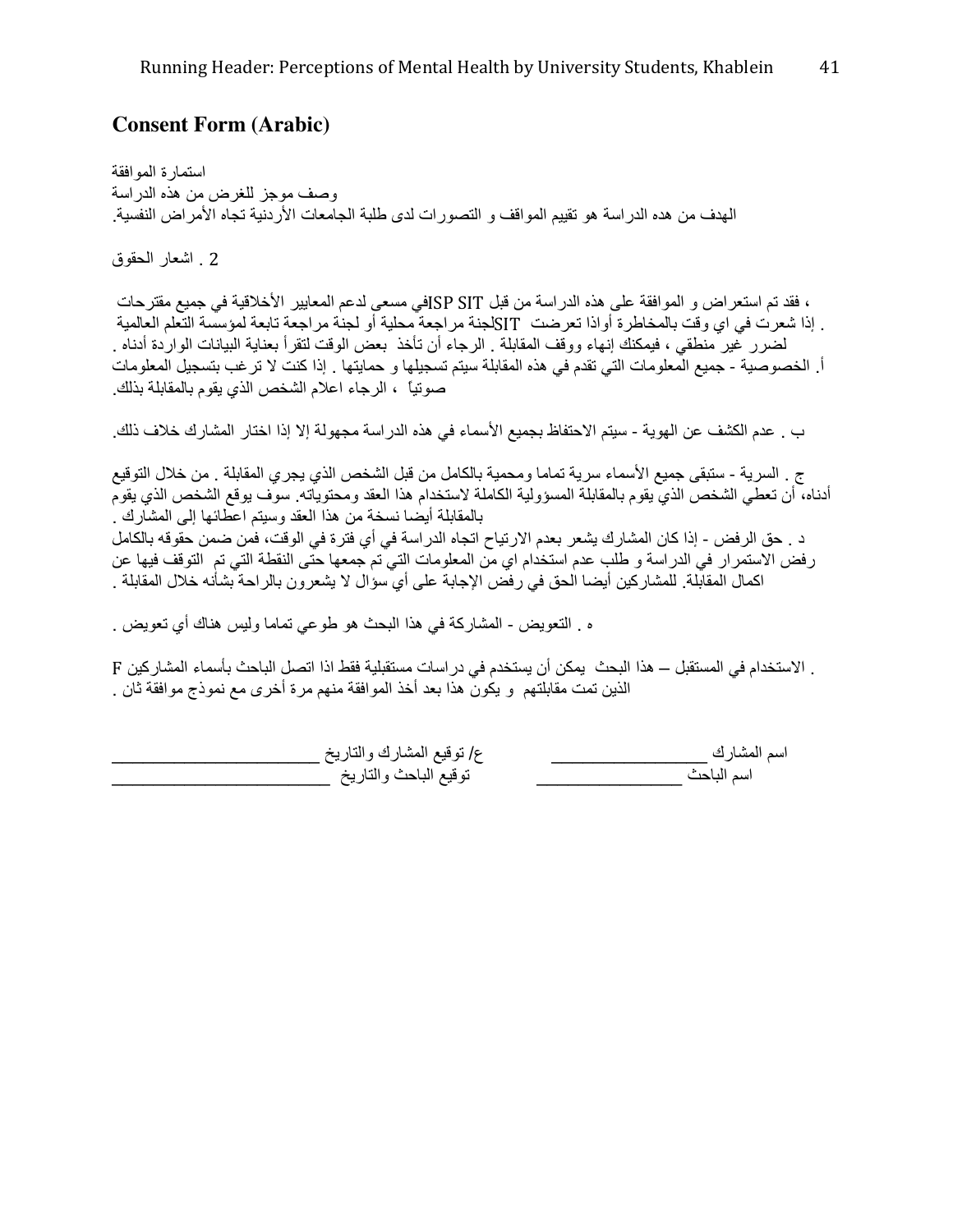## Consent Form (Arabic)

استمارة الموافقة
وصف موجز للغرض من هذه الدراسة
الهدف من هده الدراسة هو تقييم المواقف و التصورات لدى طلبة الجامعات الأردنية تجاه الأمراض النفسية.

2 . اشعار الحقوق

، فقد تم استعراض و الموافقة على هذه الدراسة من قبل ISP SITفي مسعى لدعم المعايير الأخلاقية في جميع مقترحات
. إذا شعرت في اي وقت بالمخاطرة أواذا تعرضت SITلجنة مراجعة محلية أو لجنة مراجعة تابعة لمؤسسة التعلم العالمية
لضرر غير منطقي ، فيمكنك إنهاء ووقف المقابلة . الرجاء أن تأخذ بعض الوقت لتقرأ بعناية البيانات الواردة أدناه .
أ. الخصوصية - جميع المعلومات التي تقدم في هذه المقابلة سيتم تسجيلها و حمايتها . إذا كنت لا ترغب بتسجيل المعلومات
صوتياً ، الرجاء اعلام الشخص الذي يقوم بالمقابلة بذلك.

ب . عدم الكشف عن الهوية - سيتم الاحتفاظ بجميع الأسماء في هذه الدراسة مجهولة إلا إذا اختار المشارك خلاف ذلك.

ج . السرية - ستبقى جميع الأسماء سرية تماما ومحمية بالكامل من قبل الشخص الذي يجري المقابلة . من خلال التوقيع
أدناه، أن تعطي الشخص الذي يقوم بالمقابلة المسؤولية الكاملة لاستخدام هذا العقد ومحتوياته. سوف يوقع الشخص الذي يقوم
بالمقابلة أيضا نسخة من هذا العقد وسيتم اعطائها إلى المشارك .
د . حق الرفض - إذا كان المشارك يشعر بعدم الارتياح اتجاه الدراسة في أي فترة في الوقت، فمن ضمن حقوقه بالكامل
رفض الاستمرار في الدراسة و طلب عدم استخدام اي من المعلومات التي تم جمعها حتى النقطة التي تم التوقف فيها عن
اكمال المقابلة. للمشاركين أيضا الحق في رفض الإجابة على أي سؤال لا يشعرون بالراحة بشأنه خلال المقابلة .

ه . التعويض - المشاركة في هذا البحث هو طوعي تماما وليس هناك أي تعويض .

F الاستخدام في المستقبل – هذا البحث يمكن أن يستخدم في دراسات مستقبلية فقط اذا اتصل الباحث بأسماء المشاركين .
الذين تمت مقابلتهم و يكون هذا بعد أخذ الموافقة منهم مرة أخرى مع نموذج موافقة ثان .

اسم المشارك ___________________ ع/ توقيع المشارك والتاريخ ___________________________

اسم الباحث ___________________ توقيع الباحث والتاريخ ___________________________